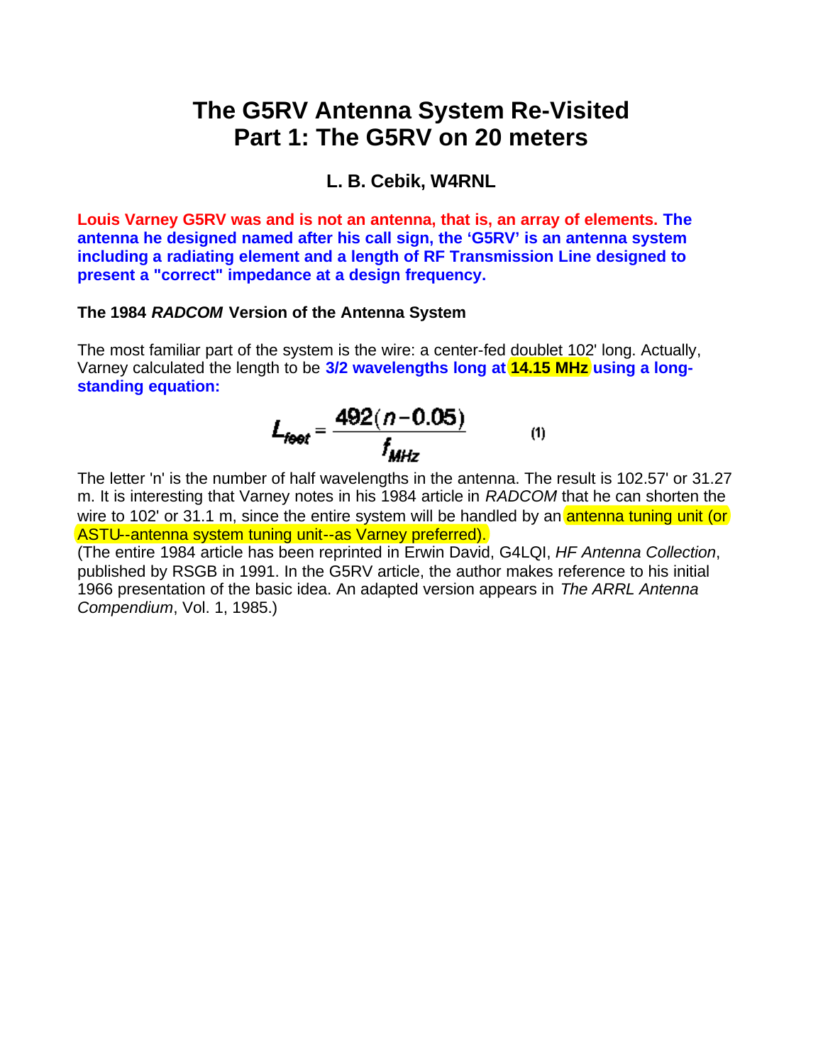# The G5RV Antenna System Re-Visited
# Part 1: The G5RV on 20 meters

### L. B. Cebik, W4RNL

**Louis Varney G5RV was and is not an antenna, that is, an array of elements. The antenna he designed named after his call sign, the 'G5RV' is an antenna system including a radiating element and a length of RF Transmission Line designed to present a "correct" impedance at a design frequency.**

### The 1984 *RADCOM* Version of the Antenna System

The most familiar part of the system is the wire: a center-fed doublet 102' long. Actually, Varney calculated the length to be **3/2 wavelengths long at 14.15 MHz using a long-standing equation:**

$$L_{feet} = \frac{492(n-0.05)}{f_{MHz}} \qquad (1)$$

The letter 'n' is the number of half wavelengths in the antenna. The result is 102.57' or 31.27 m. It is interesting that Varney notes in his 1984 article in *RADCOM* that he can shorten the wire to 102' or 31.1 m, since the entire system will be handled by an antenna tuning unit (or ASTU--antenna system tuning unit--as Varney preferred).

(The entire 1984 article has been reprinted in Erwin David, G4LQI, *HF Antenna Collection*, published by RSGB in 1991. In the G5RV article, the author makes reference to his initial 1966 presentation of the basic idea. An adapted version appears in *The ARRL Antenna Compendium*, Vol. 1, 1985.)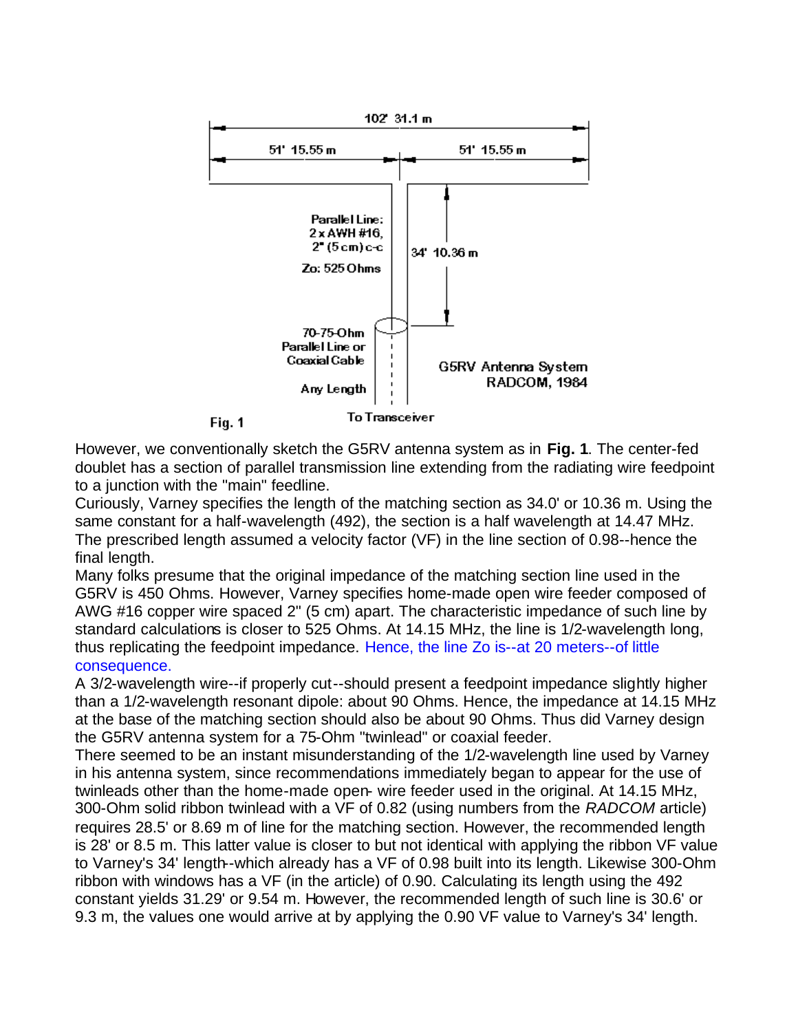Fig. 1

However, we conventionally sketch the G5RV antenna system as in **Fig. 1**. The center-fed doublet has a section of parallel transmission line extending from the radiating wire feedpoint to a junction with the "main" feedline.

Curiously, Varney specifies the length of the matching section as 34.0' or 10.36 m. Using the same constant for a half-wavelength (492), the section is a half wavelength at 14.47 MHz. The prescribed length assumed a velocity factor (VF) in the line section of 0.98--hence the final length.

Many folks presume that the original impedance of the matching section line used in the G5RV is 450 Ohms. However, Varney specifies home-made open wire feeder composed of AWG #16 copper wire spaced 2" (5 cm) apart. The characteristic impedance of such line by standard calculations is closer to 525 Ohms. At 14.15 MHz, the line is 1/2-wavelength long, thus replicating the feedpoint impedance. Hence, the line Zo is--at 20 meters--of little consequence.

A 3/2-wavelength wire--if properly cut--should present a feedpoint impedance slightly higher than a 1/2-wavelength resonant dipole: about 90 Ohms. Hence, the impedance at 14.15 MHz at the base of the matching section should also be about 90 Ohms. Thus did Varney design the G5RV antenna system for a 75-Ohm "twinlead" or coaxial feeder.

There seemed to be an instant misunderstanding of the 1/2-wavelength line used by Varney in his antenna system, since recommendations immediately began to appear for the use of twinleads other than the home-made open- wire feeder used in the original. At 14.15 MHz, 300-Ohm solid ribbon twinlead with a VF of 0.82 (using numbers from the *RADCOM* article) requires 28.5' or 8.69 m of line for the matching section. However, the recommended length is 28' or 8.5 m. This latter value is closer to but not identical with applying the ribbon VF value to Varney's 34' length--which already has a VF of 0.98 built into its length. Likewise 300-Ohm ribbon with windows has a VF (in the article) of 0.90. Calculating its length using the 492 constant yields 31.29' or 9.54 m. However, the recommended length of such line is 30.6' or 9.3 m, the values one would arrive at by applying the 0.90 VF value to Varney's 34' length.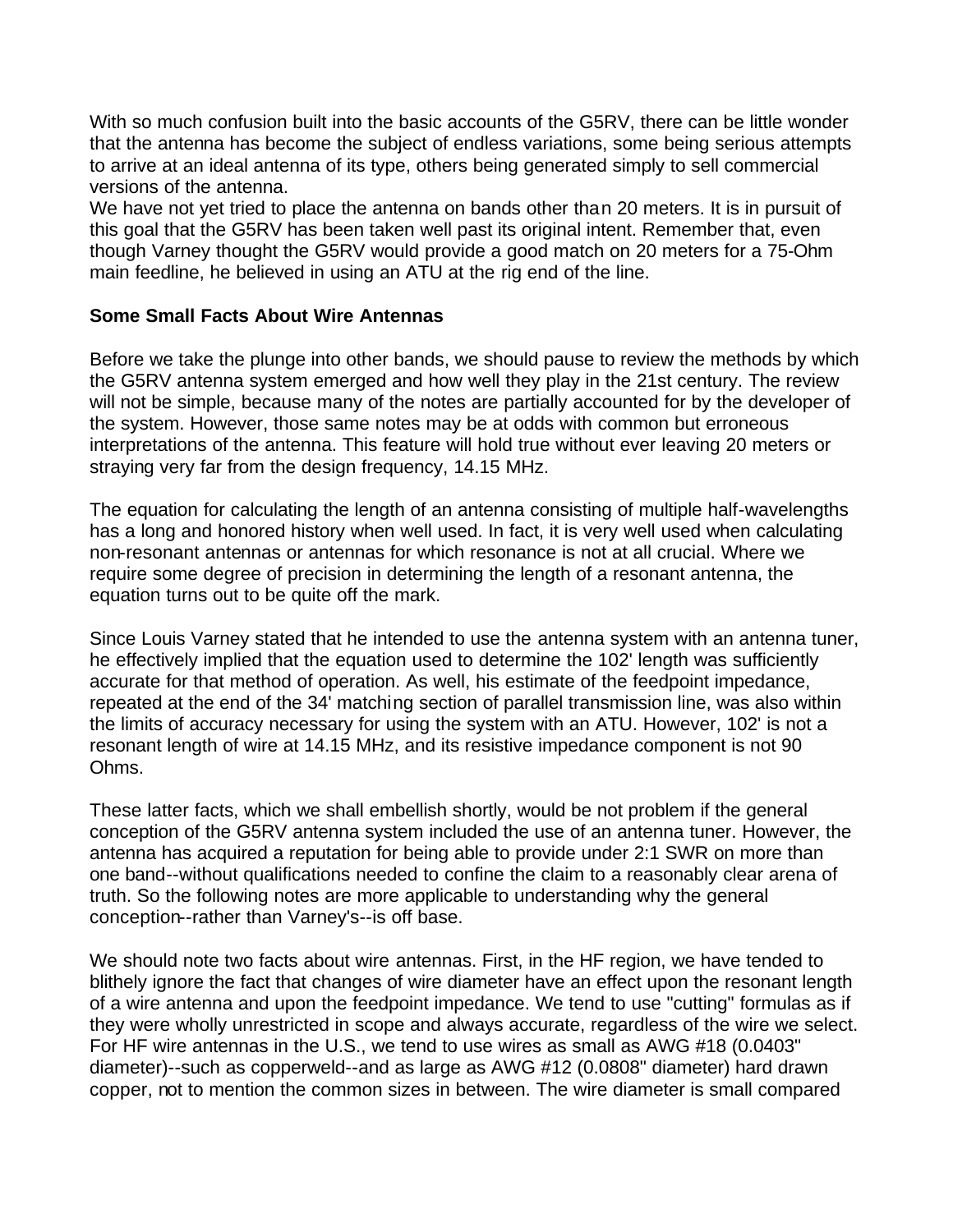With so much confusion built into the basic accounts of the G5RV, there can be little wonder that the antenna has become the subject of endless variations, some being serious attempts to arrive at an ideal antenna of its type, others being generated simply to sell commercial versions of the antenna.

We have not yet tried to place the antenna on bands other than 20 meters. It is in pursuit of this goal that the G5RV has been taken well past its original intent. Remember that, even though Varney thought the G5RV would provide a good match on 20 meters for a 75-Ohm main feedline, he believed in using an ATU at the rig end of the line.

**Some Small Facts About Wire Antennas**

Before we take the plunge into other bands, we should pause to review the methods by which the G5RV antenna system emerged and how well they play in the 21st century. The review will not be simple, because many of the notes are partially accounted for by the developer of the system. However, those same notes may be at odds with common but erroneous interpretations of the antenna. This feature will hold true without ever leaving 20 meters or straying very far from the design frequency, 14.15 MHz.

The equation for calculating the length of an antenna consisting of multiple half-wavelengths has a long and honored history when well used. In fact, it is very well used when calculating non-resonant antennas or antennas for which resonance is not at all crucial. Where we require some degree of precision in determining the length of a resonant antenna, the equation turns out to be quite off the mark.

Since Louis Varney stated that he intended to use the antenna system with an antenna tuner, he effectively implied that the equation used to determine the 102' length was sufficiently accurate for that method of operation. As well, his estimate of the feedpoint impedance, repeated at the end of the 34' matching section of parallel transmission line, was also within the limits of accuracy necessary for using the system with an ATU. However, 102' is not a resonant length of wire at 14.15 MHz, and its resistive impedance component is not 90 Ohms.

These latter facts, which we shall embellish shortly, would be not problem if the general conception of the G5RV antenna system included the use of an antenna tuner. However, the antenna has acquired a reputation for being able to provide under 2:1 SWR on more than one band--without qualifications needed to confine the claim to a reasonably clear arena of truth. So the following notes are more applicable to understanding why the general conception--rather than Varney's--is off base.

We should note two facts about wire antennas. First, in the HF region, we have tended to blithely ignore the fact that changes of wire diameter have an effect upon the resonant length of a wire antenna and upon the feedpoint impedance. We tend to use "cutting" formulas as if they were wholly unrestricted in scope and always accurate, regardless of the wire we select. For HF wire antennas in the U.S., we tend to use wires as small as AWG #18 (0.0403" diameter)--such as copperweld--and as large as AWG #12 (0.0808" diameter) hard drawn copper, not to mention the common sizes in between. The wire diameter is small compared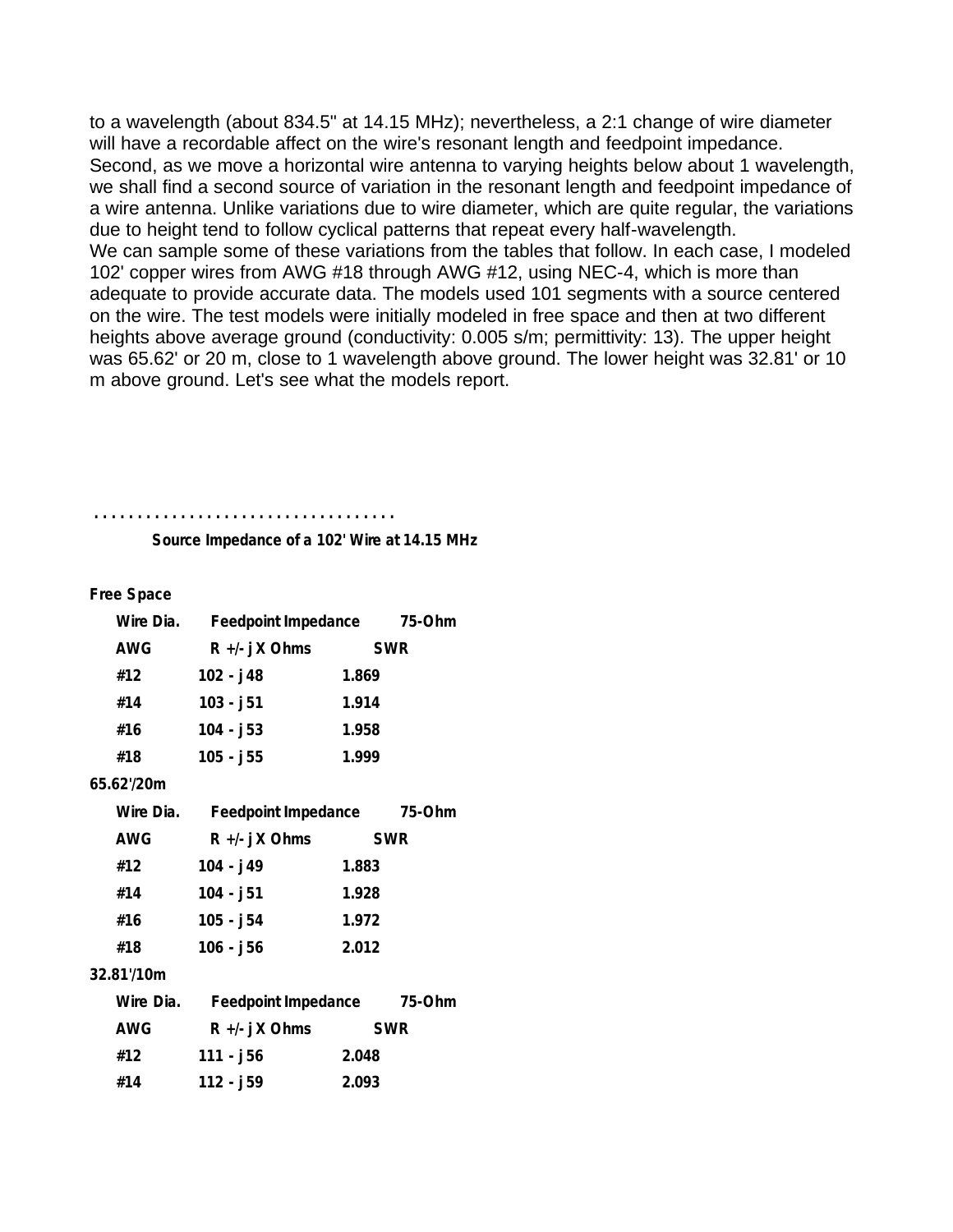to a wavelength (about 834.5" at 14.15 MHz); nevertheless, a 2:1 change of wire diameter will have a recordable affect on the wire's resonant length and feedpoint impedance.

Second, as we move a horizontal wire antenna to varying heights below about 1 wavelength, we shall find a second source of variation in the resonant length and feedpoint impedance of a wire antenna. Unlike variations due to wire diameter, which are quite regular, the variations due to height tend to follow cyclical patterns that repeat every half-wavelength.

We can sample some of these variations from the tables that follow. In each case, I modeled 102' copper wires from AWG #18 through AWG #12, using NEC-4, which is more than adequate to provide accurate data. The models used 101 segments with a source centered on the wire. The test models were initially modeled in free space and then at two different heights above average ground (conductivity: 0.005 s/m; permittivity: 13). The upper height was 65.62' or 20 m, close to 1 wavelength above ground. The lower height was 32.81' or 10 m above ground. Let's see what the models report.

. . . . . . . . . . . . . . . . . . . . . . . . . . . . . . . . .

**Source Impedance of a 102' Wire at 14.15 MHz**

**Free Space**

| Wire Dia. AWG | Feedpoint Impedance R +/- j X Ohms | 75-Ohm SWR |
|---|---|---|
| #12 | 102 - j 48 | 1.869 |
| #14 | 103 - j 51 | 1.914 |
| #16 | 104 - j 53 | 1.958 |
| #18 | 105 - j 55 | 1.999 |

**65.62'/20m**

| Wire Dia. AWG | Feedpoint Impedance R +/- j X Ohms | 75-Ohm SWR |
|---|---|---|
| #12 | 104 - j 49 | 1.883 |
| #14 | 104 - j 51 | 1.928 |
| #16 | 105 - j 54 | 1.972 |
| #18 | 106 - j 56 | 2.012 |

**32.81'/10m**

| Wire Dia. AWG | Feedpoint Impedance R +/- j X Ohms | 75-Ohm SWR |
|---|---|---|
| #12 | 111 - j 56 | 2.048 |
| #14 | 112 - j 59 | 2.093 |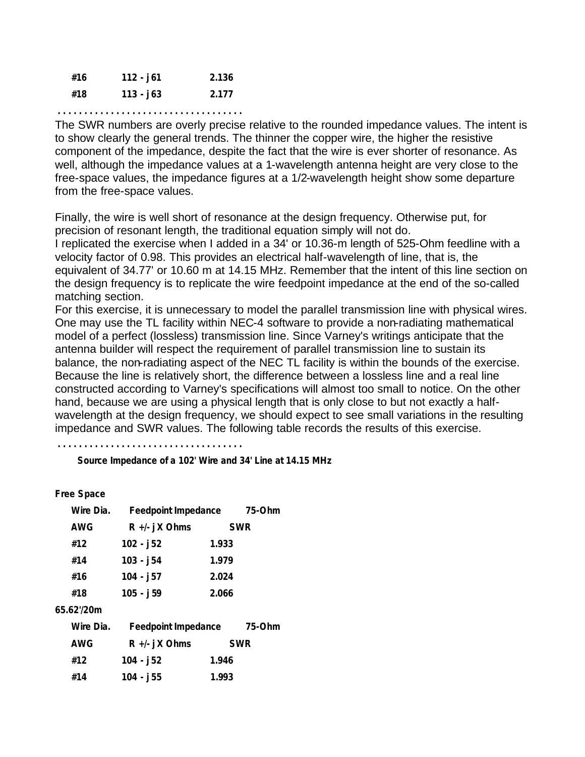| | | |
|---|---|---|
| #16 | 112 - j61 | 2.136 |
| #18 | 113 - j63 | 2.177 |

. . . . . . . . . . . . . . . . . . . . . . . . . . . . . . . . . .

The SWR numbers are overly precise relative to the rounded impedance values. The intent is to show clearly the general trends. The thinner the copper wire, the higher the resistive component of the impedance, despite the fact that the wire is ever shorter of resonance. As well, although the impedance values at a 1-wavelength antenna height are very close to the free-space values, the impedance figures at a 1/2-wavelength height show some departure from the free-space values.

Finally, the wire is well short of resonance at the design frequency. Otherwise put, for precision of resonant length, the traditional equation simply will not do.

I replicated the exercise when I added in a 34' or 10.36-m length of 525-Ohm feedline with a velocity factor of 0.98. This provides an electrical half-wavelength of line, that is, the equivalent of 34.77' or 10.60 m at 14.15 MHz. Remember that the intent of this line section on the design frequency is to replicate the wire feedpoint impedance at the end of the so-called matching section.

For this exercise, it is unnecessary to model the parallel transmission line with physical wires. One may use the TL facility within NEC-4 software to provide a non-radiating mathematical model of a perfect (lossless) transmission line. Since Varney's writings anticipate that the antenna builder will respect the requirement of parallel transmission line to sustain its balance, the non-radiating aspect of the NEC TL facility is within the bounds of the exercise. Because the line is relatively short, the difference between a lossless line and a real line constructed according to Varney's specifications will almost too small to notice. On the other hand, because we are using a physical length that is only close to but not exactly a half-wavelength at the design frequency, we should expect to see small variations in the resulting impedance and SWR values. The following table records the results of this exercise.

. . . . . . . . . . . . . . . . . . . . . . . . . . . . . . . . . .

**Source Impedance of a 102' Wire and 34' Line at 14.15 MHz**

**Free Space**

| Wire Dia. AWG | Feedpoint Impedance R +/- j X Ohms | 75-Ohm SWR |
|---|---|---|
| #12 | 102 - j52 | 1.933 |
| #14 | 103 - j54 | 1.979 |
| #16 | 104 - j57 | 2.024 |
| #18 | 105 - j59 | 2.066 |

**65.62'/20m**

| Wire Dia. AWG | Feedpoint Impedance R +/- j X Ohms | 75-Ohm SWR |
|---|---|---|
| #12 | 104 - j52 | 1.946 |
| #14 | 104 - j55 | 1.993 |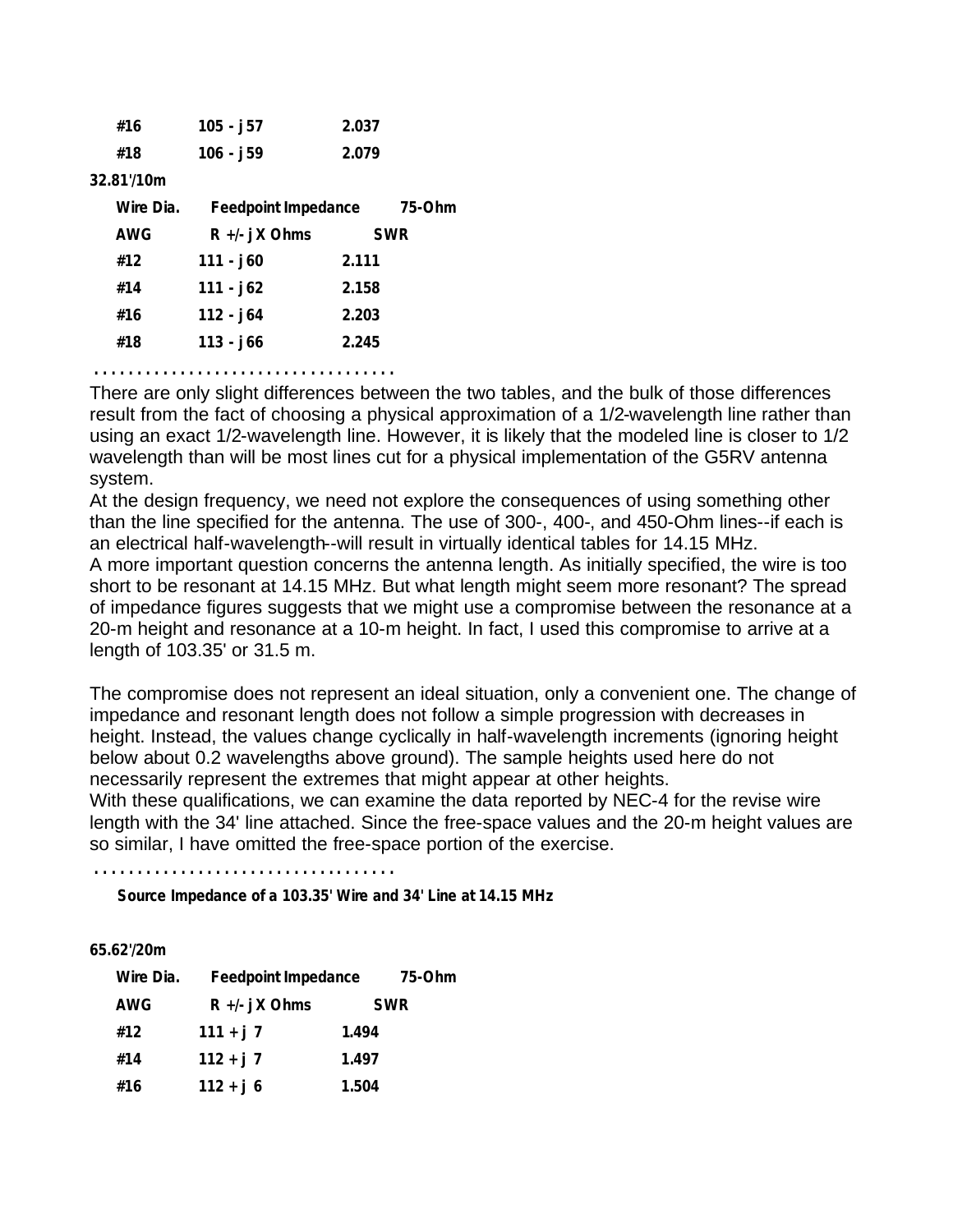| #16 | 105 - j 57 | 2.037 |
|---|---|---|
| #18 | 106 - j 59 | 2.079 |

**32.81'/10m**

| Wire Dia. | Feedpoint Impedance | 75-Ohm |
|---|---|---|
| AWG | R +/- j X Ohms | SWR |
| #12 | 111 - j 60 | 2.111 |
| #14 | 111 - j 62 | 2.158 |
| #16 | 112 - j 64 | 2.203 |
| #18 | 113 - j 66 | 2.245 |

. . . . . . . . . . . . . . . . . . . . . . . . . . . . . . . . . .

There are only slight differences between the two tables, and the bulk of those differences result from the fact of choosing a physical approximation of a 1/2-wavelength line rather than using an exact 1/2-wavelength line. However, it is likely that the modeled line is closer to 1/2 wavelength than will be most lines cut for a physical implementation of the G5RV antenna system.

At the design frequency, we need not explore the consequences of using something other than the line specified for the antenna. The use of 300-, 400-, and 450-Ohm lines--if each is an electrical half-wavelength--will result in virtually identical tables for 14.15 MHz.

A more important question concerns the antenna length. As initially specified, the wire is too short to be resonant at 14.15 MHz. But what length might seem more resonant? The spread of impedance figures suggests that we might use a compromise between the resonance at a 20-m height and resonance at a 10-m height. In fact, I used this compromise to arrive at a length of 103.35' or 31.5 m.

The compromise does not represent an ideal situation, only a convenient one. The change of impedance and resonant length does not follow a simple progression with decreases in height. Instead, the values change cyclically in half-wavelength increments (ignoring height below about 0.2 wavelengths above ground). The sample heights used here do not necessarily represent the extremes that might appear at other heights.

With these qualifications, we can examine the data reported by NEC-4 for the revise wire length with the 34' line attached. Since the free-space values and the 20-m height values are so similar, I have omitted the free-space portion of the exercise.

. . . . . . . . . . . . . . . . . . . . . . . . . . . . . . . . . .

**Source Impedance of a 103.35' Wire and 34' Line at 14.15 MHz**

**65.62'/20m**

| Wire Dia. | Feedpoint Impedance | 75-Ohm |
|---|---|---|
| AWG | R +/- j X Ohms | SWR |
| #12 | 111 + j 7 | 1.494 |
| #14 | 112 + j 7 | 1.497 |
| #16 | 112 + j 6 | 1.504 |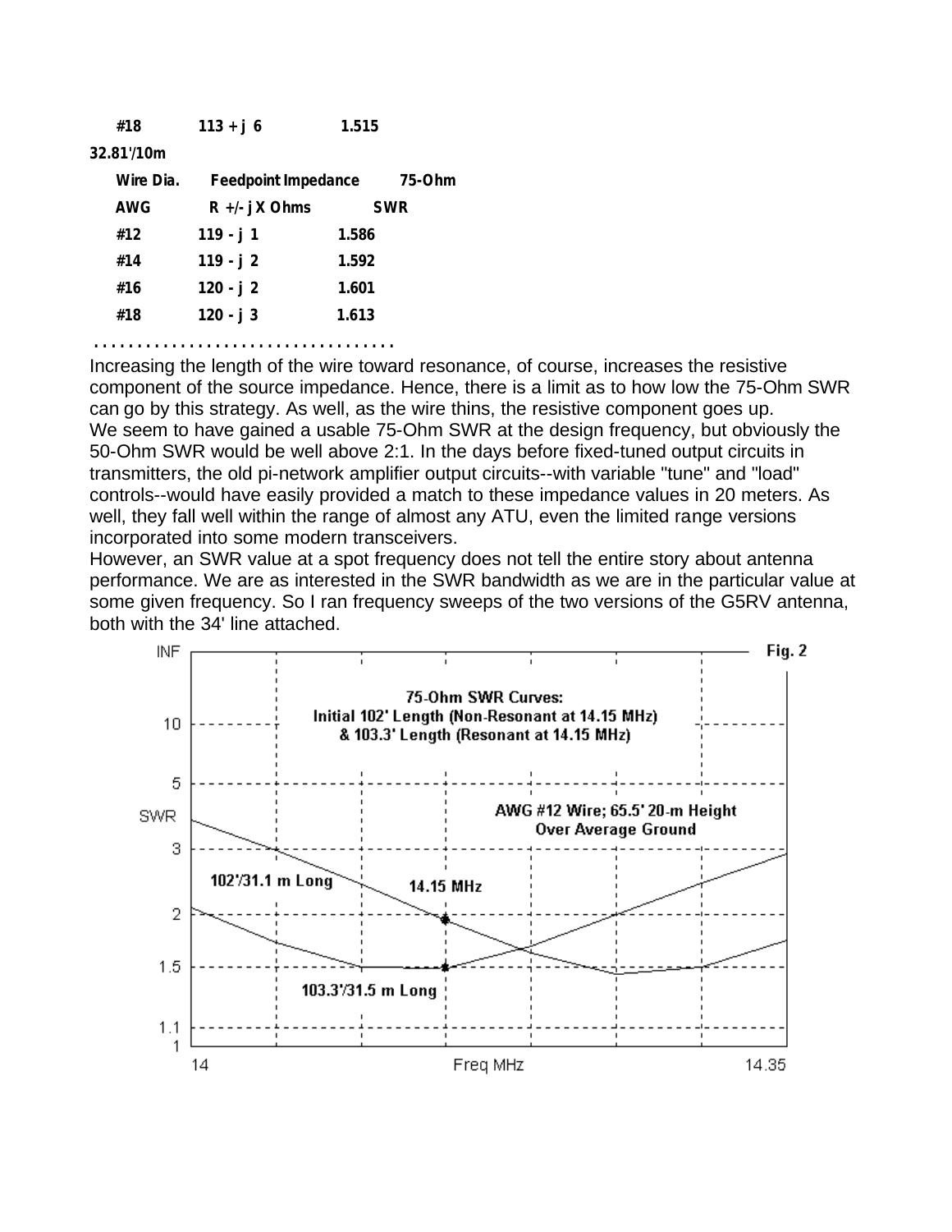| | | |
|---|---|---|
| #18 | 113 + j 6 | 1.515 |

32.81'/10m

| Wire Dia. AWG | Feedpoint Impedance R +/- j X Ohms | 75-Ohm SWR |
|---|---|---|
| #12 | 119 - j 1 | 1.586 |
| #14 | 119 - j 2 | 1.592 |
| #16 | 120 - j 2 | 1.601 |
| #18 | 120 - j 3 | 1.613 |

. . . . . . . . . . . . . . . . . . . . . . . . . . . . . . . . . .

Increasing the length of the wire toward resonance, of course, increases the resistive component of the source impedance. Hence, there is a limit as to how low the 75-Ohm SWR can go by this strategy. As well, as the wire thins, the resistive component goes up.
We seem to have gained a usable 75-Ohm SWR at the design frequency, but obviously the 50-Ohm SWR would be well above 2:1. In the days before fixed-tuned output circuits in transmitters, the old pi-network amplifier output circuits--with variable "tune" and "load" controls--would have easily provided a match to these impedance values in 20 meters. As well, they fall well within the range of almost any ATU, even the limited range versions incorporated into some modern transceivers.
However, an SWR value at a spot frequency does not tell the entire story about antenna performance. We are as interested in the SWR bandwidth as we are in the particular value at some given frequency. So I ran frequency sweeps of the two versions of the G5RV antenna, both with the 34' line attached.

Fig. 2

75-Ohm SWR Curves: Initial 102' Length (Non-Resonant at 14.15 MHz) & 103.3' Length (Resonant at 14.15 MHz)

AWG #12 Wire; 65.5' 20-m Height Over Average Ground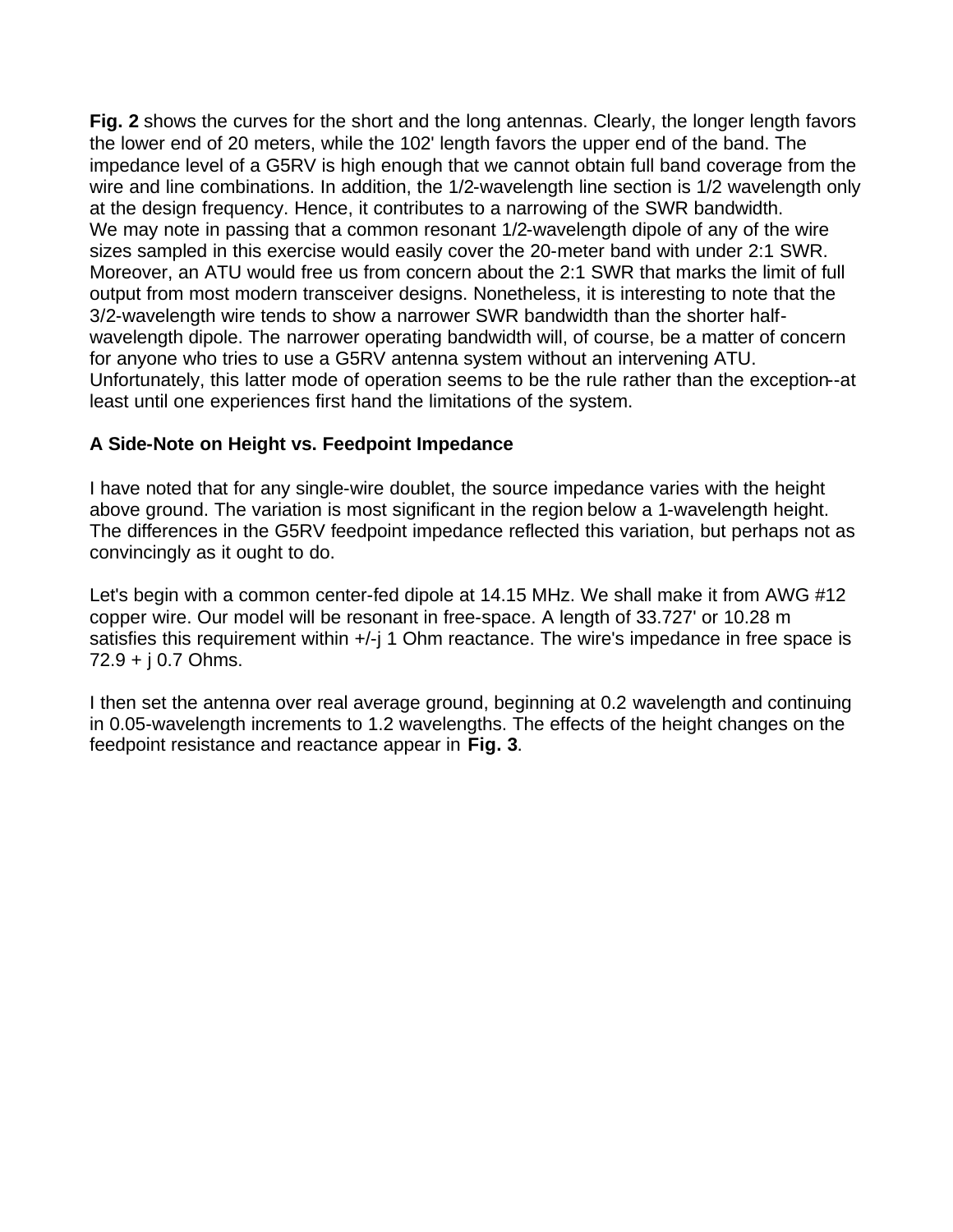**Fig. 2** shows the curves for the short and the long antennas. Clearly, the longer length favors the lower end of 20 meters, while the 102' length favors the upper end of the band. The impedance level of a G5RV is high enough that we cannot obtain full band coverage from the wire and line combinations. In addition, the 1/2-wavelength line section is 1/2 wavelength only at the design frequency. Hence, it contributes to a narrowing of the SWR bandwidth.
We may note in passing that a common resonant 1/2-wavelength dipole of any of the wire sizes sampled in this exercise would easily cover the 20-meter band with under 2:1 SWR. Moreover, an ATU would free us from concern about the 2:1 SWR that marks the limit of full output from most modern transceiver designs. Nonetheless, it is interesting to note that the 3/2-wavelength wire tends to show a narrower SWR bandwidth than the shorter half-wavelength dipole. The narrower operating bandwidth will, of course, be a matter of concern for anyone who tries to use a G5RV antenna system without an intervening ATU. Unfortunately, this latter mode of operation seems to be the rule rather than the exception--at least until one experiences first hand the limitations of the system.

**A Side-Note on Height vs. Feedpoint Impedance**

I have noted that for any single-wire doublet, the source impedance varies with the height above ground. The variation is most significant in the region below a 1-wavelength height. The differences in the G5RV feedpoint impedance reflected this variation, but perhaps not as convincingly as it ought to do.

Let's begin with a common center-fed dipole at 14.15 MHz. We shall make it from AWG #12 copper wire. Our model will be resonant in free-space. A length of 33.727' or 10.28 m satisfies this requirement within +/-j 1 Ohm reactance. The wire's impedance in free space is 72.9 + j 0.7 Ohms.

I then set the antenna over real average ground, beginning at 0.2 wavelength and continuing in 0.05-wavelength increments to 1.2 wavelengths. The effects of the height changes on the feedpoint resistance and reactance appear in **Fig. 3**.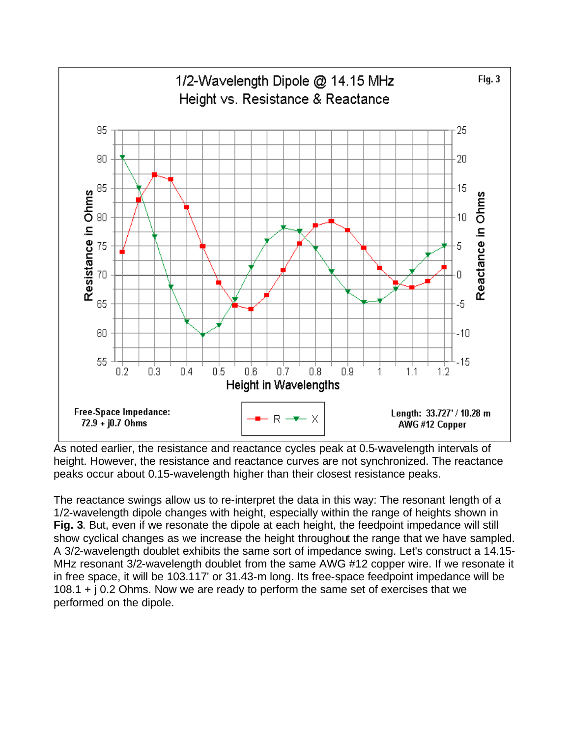As noted earlier, the resistance and reactance cycles peak at 0.5-wavelength intervals of height. However, the resistance and reactance curves are not synchronized. The reactance peaks occur about 0.15-wavelength higher than their closest resistance peaks.

The reactance swings allow us to re-interpret the data in this way: The resonant length of a 1/2-wavelength dipole changes with height, especially within the range of heights shown in **Fig. 3**. But, even if we resonate the dipole at each height, the feedpoint impedance will still show cyclical changes as we increase the height throughout the range that we have sampled. A 3/2-wavelength doublet exhibits the same sort of impedance swing. Let's construct a 14.15-MHz resonant 3/2-wavelength doublet from the same AWG #12 copper wire. If we resonate it in free space, it will be 103.117' or 31.43-m long. Its free-space feedpoint impedance will be 108.1 + j 0.2 Ohms. Now we are ready to perform the same set of exercises that we performed on the dipole.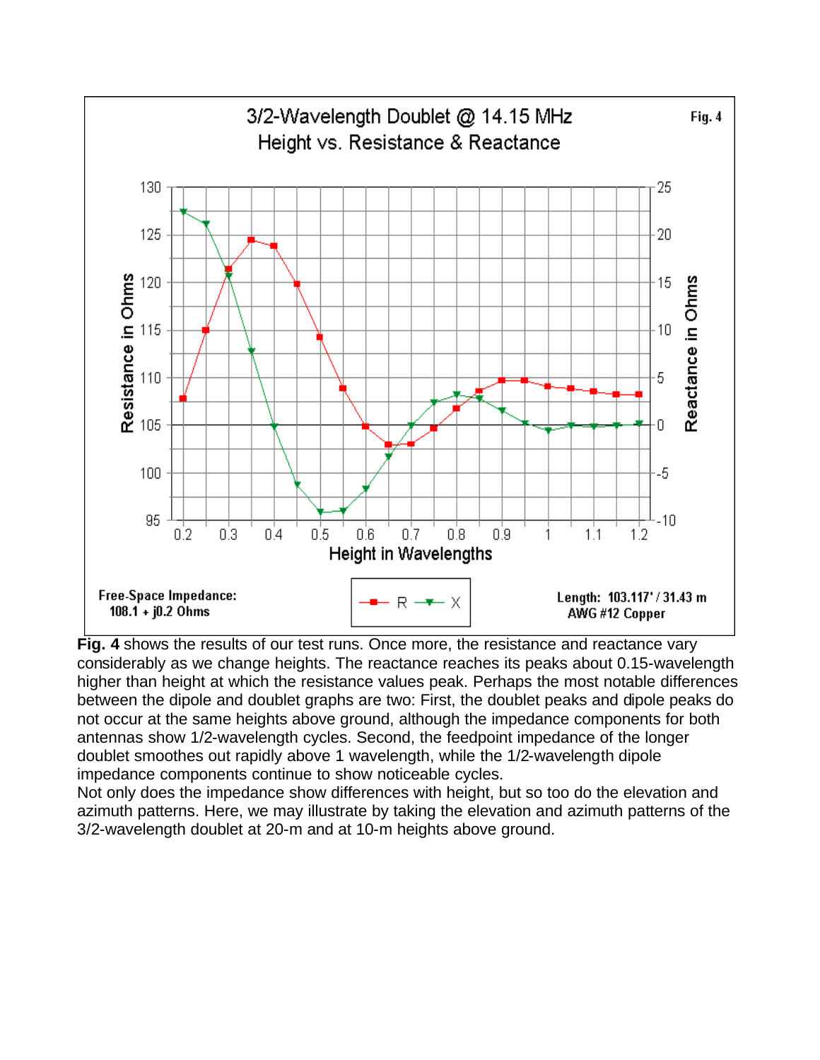3/2-Wavelength Doublet @ 14.15 MHz
Height vs. Resistance & Reactance

Fig. 4

Free-Space Impedance: 108.1 + j0.2 Ohms

Length: 103.117' / 31.43 m
AWG #12 Copper

**Fig. 4** shows the results of our test runs. Once more, the resistance and reactance vary considerably as we change heights. The reactance reaches its peaks about 0.15-wavelength higher than height at which the resistance values peak. Perhaps the most notable differences between the dipole and doublet graphs are two: First, the doublet peaks and dipole peaks do not occur at the same heights above ground, although the impedance components for both antennas show 1/2-wavelength cycles. Second, the feedpoint impedance of the longer doublet smoothes out rapidly above 1 wavelength, while the 1/2-wavelength dipole impedance components continue to show noticeable cycles.

Not only does the impedance show differences with height, but so too do the elevation and azimuth patterns. Here, we may illustrate by taking the elevation and azimuth patterns of the 3/2-wavelength doublet at 20-m and at 10-m heights above ground.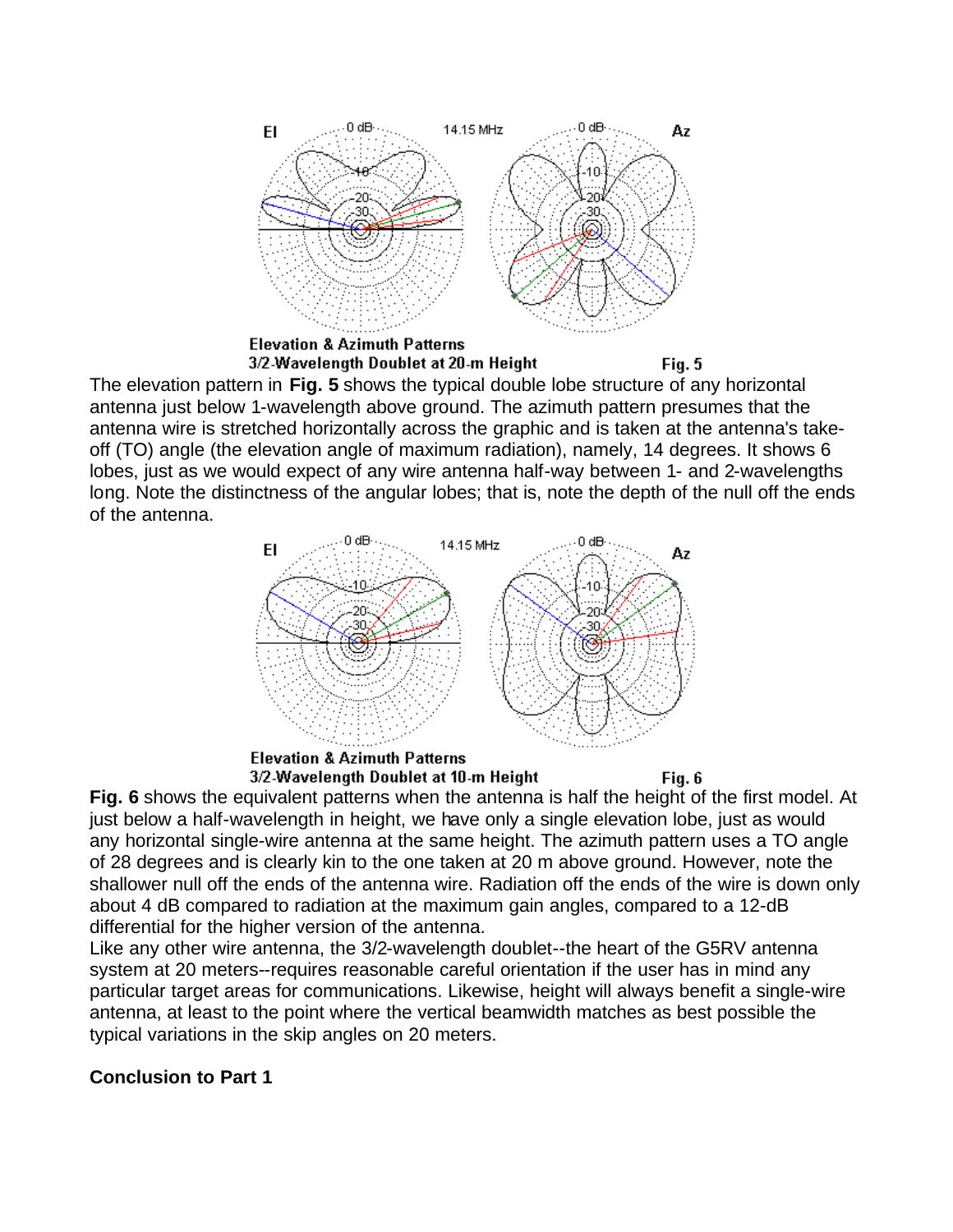Elevation & Azimuth Patterns
3/2-Wavelength Doublet at 20-m Height

Fig. 5

The elevation pattern in **Fig. 5** shows the typical double lobe structure of any horizontal antenna just below 1-wavelength above ground. The azimuth pattern presumes that the antenna wire is stretched horizontally across the graphic and is taken at the antenna's take-off (TO) angle (the elevation angle of maximum radiation), namely, 14 degrees. It shows 6 lobes, just as we would expect of any wire antenna half-way between 1- and 2-wavelengths long. Note the distinctness of the angular lobes; that is, note the depth of the null off the ends of the antenna.

Elevation & Azimuth Patterns
3/2-Wavelength Doublet at 10-m Height

Fig. 6

**Fig. 6** shows the equivalent patterns when the antenna is half the height of the first model. At just below a half-wavelength in height, we have only a single elevation lobe, just as would any horizontal single-wire antenna at the same height. The azimuth pattern uses a TO angle of 28 degrees and is clearly kin to the one taken at 20 m above ground. However, note the shallower null off the ends of the antenna wire. Radiation off the ends of the wire is down only about 4 dB compared to radiation at the maximum gain angles, compared to a 12-dB differential for the higher version of the antenna.

Like any other wire antenna, the 3/2-wavelength doublet--the heart of the G5RV antenna system at 20 meters--requires reasonable careful orientation if the user has in mind any particular target areas for communications. Likewise, height will always benefit a single-wire antenna, at least to the point where the vertical beamwidth matches as best possible the typical variations in the skip angles on 20 meters.

### Conclusion to Part 1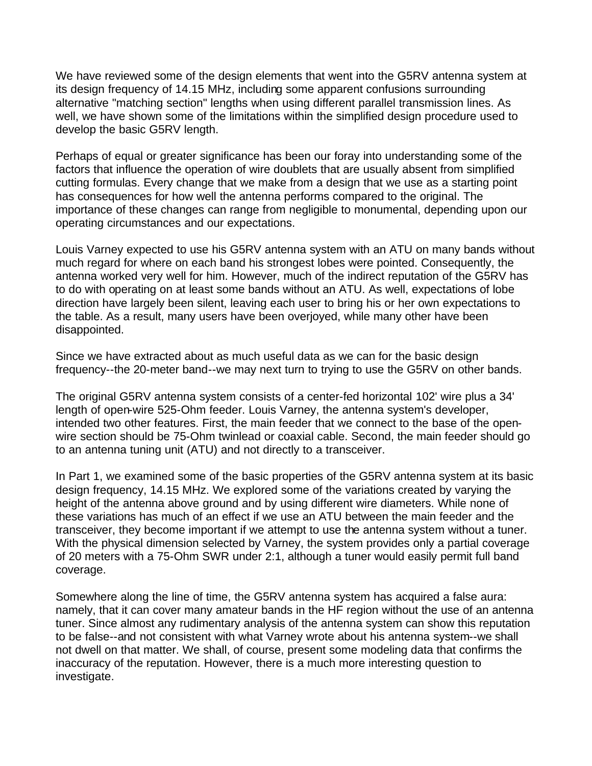We have reviewed some of the design elements that went into the G5RV antenna system at its design frequency of 14.15 MHz, including some apparent confusions surrounding alternative "matching section" lengths when using different parallel transmission lines. As well, we have shown some of the limitations within the simplified design procedure used to develop the basic G5RV length.

Perhaps of equal or greater significance has been our foray into understanding some of the factors that influence the operation of wire doublets that are usually absent from simplified cutting formulas. Every change that we make from a design that we use as a starting point has consequences for how well the antenna performs compared to the original. The importance of these changes can range from negligible to monumental, depending upon our operating circumstances and our expectations.

Louis Varney expected to use his G5RV antenna system with an ATU on many bands without much regard for where on each band his strongest lobes were pointed. Consequently, the antenna worked very well for him. However, much of the indirect reputation of the G5RV has to do with operating on at least some bands without an ATU. As well, expectations of lobe direction have largely been silent, leaving each user to bring his or her own expectations to the table. As a result, many users have been overjoyed, while many other have been disappointed.

Since we have extracted about as much useful data as we can for the basic design frequency--the 20-meter band--we may next turn to trying to use the G5RV on other bands.

The original G5RV antenna system consists of a center-fed horizontal 102' wire plus a 34' length of open-wire 525-Ohm feeder. Louis Varney, the antenna system's developer, intended two other features. First, the main feeder that we connect to the base of the open-wire section should be 75-Ohm twinlead or coaxial cable. Second, the main feeder should go to an antenna tuning unit (ATU) and not directly to a transceiver.

In Part 1, we examined some of the basic properties of the G5RV antenna system at its basic design frequency, 14.15 MHz. We explored some of the variations created by varying the height of the antenna above ground and by using different wire diameters. While none of these variations has much of an effect if we use an ATU between the main feeder and the transceiver, they become important if we attempt to use the antenna system without a tuner. With the physical dimension selected by Varney, the system provides only a partial coverage of 20 meters with a 75-Ohm SWR under 2:1, although a tuner would easily permit full band coverage.

Somewhere along the line of time, the G5RV antenna system has acquired a false aura: namely, that it can cover many amateur bands in the HF region without the use of an antenna tuner. Since almost any rudimentary analysis of the antenna system can show this reputation to be false--and not consistent with what Varney wrote about his antenna system--we shall not dwell on that matter. We shall, of course, present some modeling data that confirms the inaccuracy of the reputation. However, there is a much more interesting question to investigate.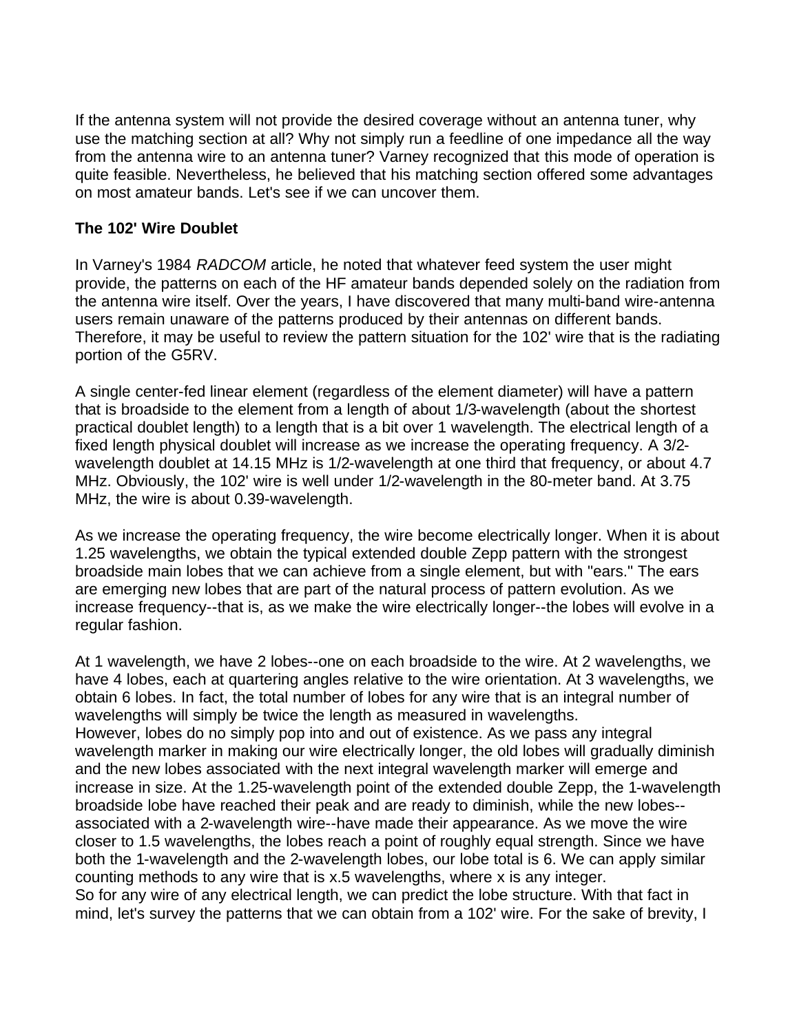If the antenna system will not provide the desired coverage without an antenna tuner, why use the matching section at all? Why not simply run a feedline of one impedance all the way from the antenna wire to an antenna tuner? Varney recognized that this mode of operation is quite feasible. Nevertheless, he believed that his matching section offered some advantages on most amateur bands. Let's see if we can uncover them.

**The 102' Wire Doublet**

In Varney's 1984 *RADCOM* article, he noted that whatever feed system the user might provide, the patterns on each of the HF amateur bands depended solely on the radiation from the antenna wire itself. Over the years, I have discovered that many multi-band wire-antenna users remain unaware of the patterns produced by their antennas on different bands. Therefore, it may be useful to review the pattern situation for the 102' wire that is the radiating portion of the G5RV.

A single center-fed linear element (regardless of the element diameter) will have a pattern that is broadside to the element from a length of about 1/3-wavelength (about the shortest practical doublet length) to a length that is a bit over 1 wavelength. The electrical length of a fixed length physical doublet will increase as we increase the operating frequency. A 3/2-wavelength doublet at 14.15 MHz is 1/2-wavelength at one third that frequency, or about 4.7 MHz. Obviously, the 102' wire is well under 1/2-wavelength in the 80-meter band. At 3.75 MHz, the wire is about 0.39-wavelength.

As we increase the operating frequency, the wire become electrically longer. When it is about 1.25 wavelengths, we obtain the typical extended double Zepp pattern with the strongest broadside main lobes that we can achieve from a single element, but with "ears." The ears are emerging new lobes that are part of the natural process of pattern evolution. As we increase frequency--that is, as we make the wire electrically longer--the lobes will evolve in a regular fashion.

At 1 wavelength, we have 2 lobes--one on each broadside to the wire. At 2 wavelengths, we have 4 lobes, each at quartering angles relative to the wire orientation. At 3 wavelengths, we obtain 6 lobes. In fact, the total number of lobes for any wire that is an integral number of wavelengths will simply be twice the length as measured in wavelengths.
However, lobes do no simply pop into and out of existence. As we pass any integral wavelength marker in making our wire electrically longer, the old lobes will gradually diminish and the new lobes associated with the next integral wavelength marker will emerge and increase in size. At the 1.25-wavelength point of the extended double Zepp, the 1-wavelength broadside lobe have reached their peak and are ready to diminish, while the new lobes--associated with a 2-wavelength wire--have made their appearance. As we move the wire closer to 1.5 wavelengths, the lobes reach a point of roughly equal strength. Since we have both the 1-wavelength and the 2-wavelength lobes, our lobe total is 6. We can apply similar counting methods to any wire that is x.5 wavelengths, where x is any integer.
So for any wire of any electrical length, we can predict the lobe structure. With that fact in mind, let's survey the patterns that we can obtain from a 102' wire. For the sake of brevity, I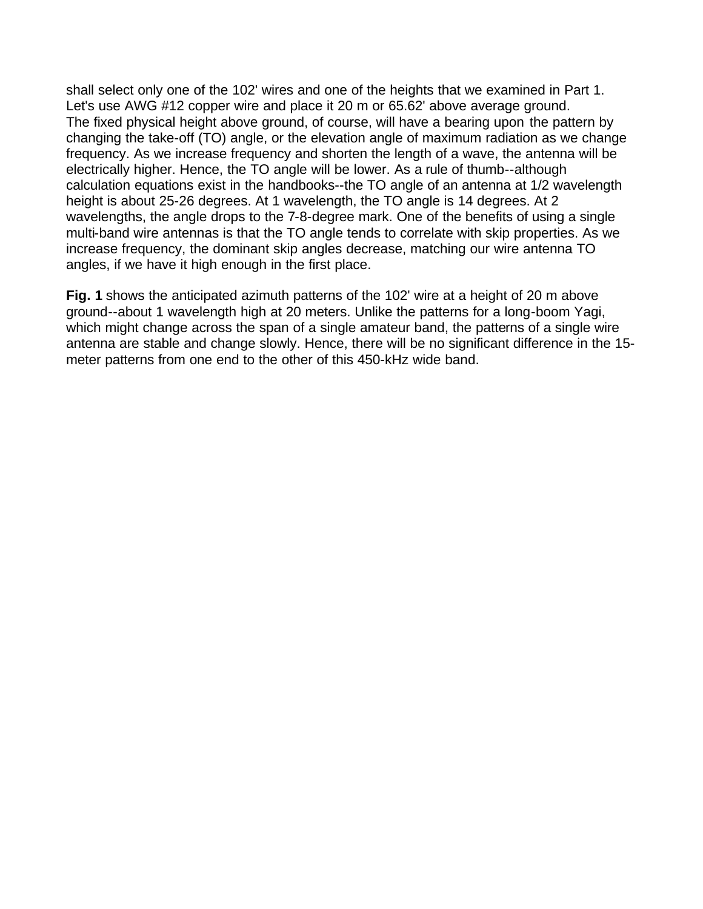shall select only one of the 102' wires and one of the heights that we examined in Part 1. Let's use AWG #12 copper wire and place it 20 m or 65.62' above average ground.
The fixed physical height above ground, of course, will have a bearing upon the pattern by changing the take-off (TO) angle, or the elevation angle of maximum radiation as we change frequency. As we increase frequency and shorten the length of a wave, the antenna will be electrically higher. Hence, the TO angle will be lower. As a rule of thumb--although calculation equations exist in the handbooks--the TO angle of an antenna at 1/2 wavelength height is about 25-26 degrees. At 1 wavelength, the TO angle is 14 degrees. At 2 wavelengths, the angle drops to the 7-8-degree mark. One of the benefits of using a single multi-band wire antennas is that the TO angle tends to correlate with skip properties. As we increase frequency, the dominant skip angles decrease, matching our wire antenna TO angles, if we have it high enough in the first place.

**Fig. 1** shows the anticipated azimuth patterns of the 102' wire at a height of 20 m above ground--about 1 wavelength high at 20 meters. Unlike the patterns for a long-boom Yagi, which might change across the span of a single amateur band, the patterns of a single wire antenna are stable and change slowly. Hence, there will be no significant difference in the 15-meter patterns from one end to the other of this 450-kHz wide band.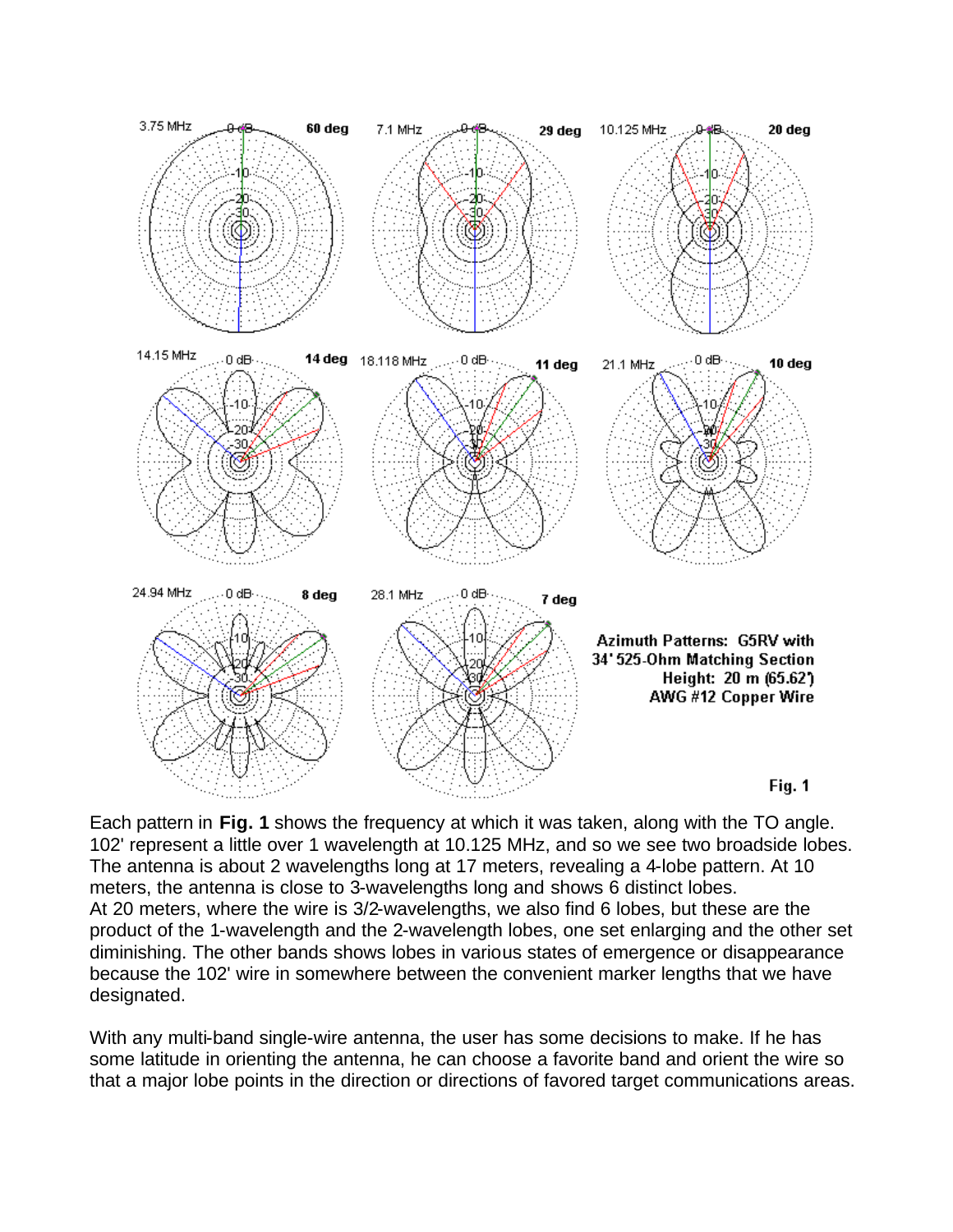Azimuth Patterns: G5RV with 34' 525-Ohm Matching Section
Height: 20 m (65.62')
AWG #12 Copper Wire

Fig. 1

Each pattern in **Fig. 1** shows the frequency at which it was taken, along with the TO angle. 102' represent a little over 1 wavelength at 10.125 MHz, and so we see two broadside lobes. The antenna is about 2 wavelengths long at 17 meters, revealing a 4-lobe pattern. At 10 meters, the antenna is close to 3-wavelengths long and shows 6 distinct lobes.
At 20 meters, where the wire is 3/2-wavelengths, we also find 6 lobes, but these are the product of the 1-wavelength and the 2-wavelength lobes, one set enlarging and the other set diminishing. The other bands shows lobes in various states of emergence or disappearance because the 102' wire in somewhere between the convenient marker lengths that we have designated.

With any multi-band single-wire antenna, the user has some decisions to make. If he has some latitude in orienting the antenna, he can choose a favorite band and orient the wire so that a major lobe points in the direction or directions of favored target communications areas.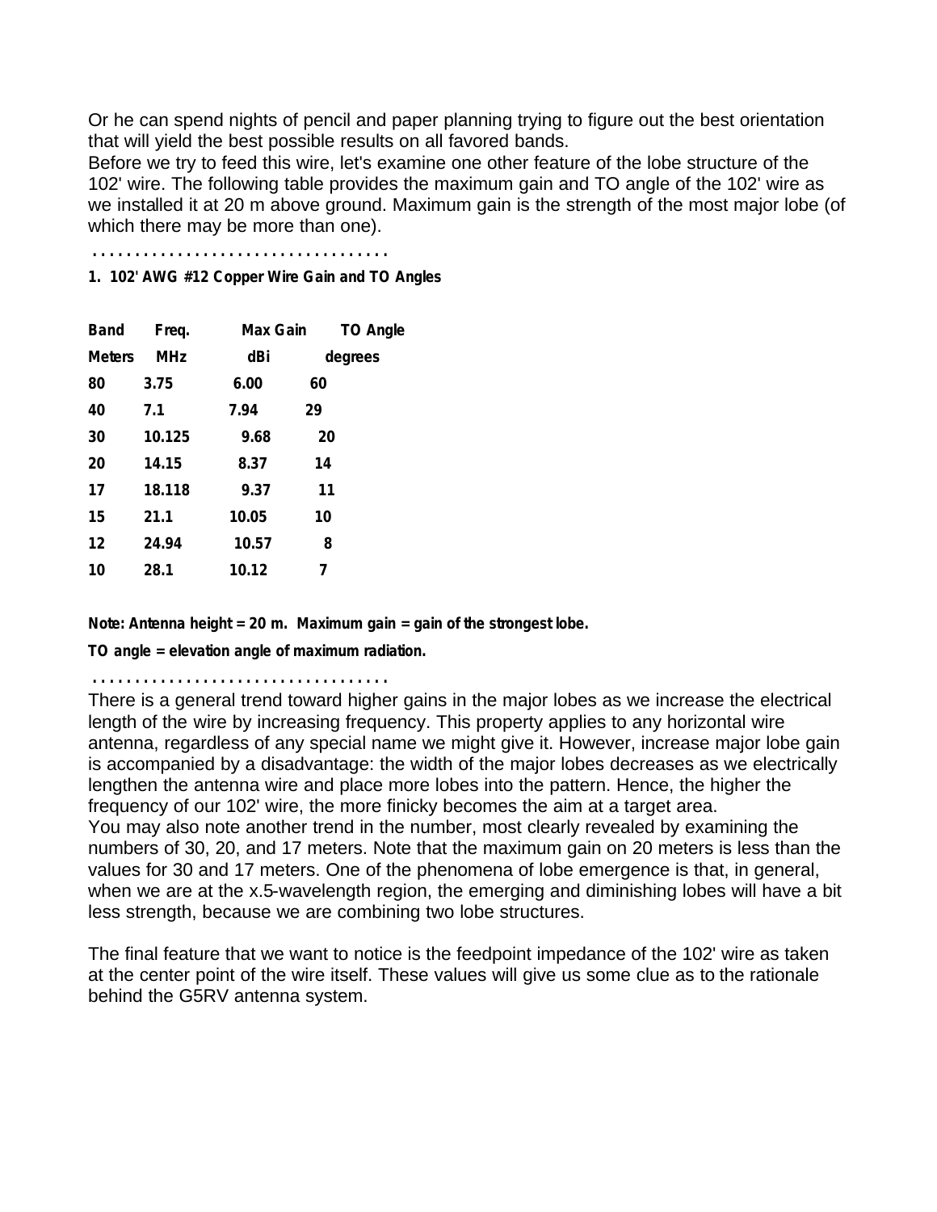Or he can spend nights of pencil and paper planning trying to figure out the best orientation that will yield the best possible results on all favored bands.
Before we try to feed this wire, let's examine one other feature of the lobe structure of the 102' wire. The following table provides the maximum gain and TO angle of the 102' wire as we installed it at 20 m above ground. Maximum gain is the strength of the most major lobe (of which there may be more than one).

. . . . . . . . . . . . . . . . . . . . . . . . . . . . . . . . . .

**1. 102' AWG #12 Copper Wire Gain and TO Angles**

| Band Meters | Freq. MHz | Max Gain dBi | TO Angle degrees |
|---|---|---|---|
| 80 | 3.75 | 6.00 | 60 |
| 40 | 7.1 | 7.94 | 29 |
| 30 | 10.125 | 9.68 | 20 |
| 20 | 14.15 | 8.37 | 14 |
| 17 | 18.118 | 9.37 | 11 |
| 15 | 21.1 | 10.05 | 10 |
| 12 | 24.94 | 10.57 | 8 |
| 10 | 28.1 | 10.12 | 7 |

**Note: Antenna height = 20 m. Maximum gain = gain of the strongest lobe.**

**TO angle = elevation angle of maximum radiation.**

. . . . . . . . . . . . . . . . . . . . . . . . . . . . . . . . . .

There is a general trend toward higher gains in the major lobes as we increase the electrical length of the wire by increasing frequency. This property applies to any horizontal wire antenna, regardless of any special name we might give it. However, increase major lobe gain is accompanied by a disadvantage: the width of the major lobes decreases as we electrically lengthen the antenna wire and place more lobes into the pattern. Hence, the higher the frequency of our 102' wire, the more finicky becomes the aim at a target area.
You may also note another trend in the number, most clearly revealed by examining the numbers of 30, 20, and 17 meters. Note that the maximum gain on 20 meters is less than the values for 30 and 17 meters. One of the phenomena of lobe emergence is that, in general, when we are at the x.5-wavelength region, the emerging and diminishing lobes will have a bit less strength, because we are combining two lobe structures.

The final feature that we want to notice is the feedpoint impedance of the 102' wire as taken at the center point of the wire itself. These values will give us some clue as to the rationale behind the G5RV antenna system.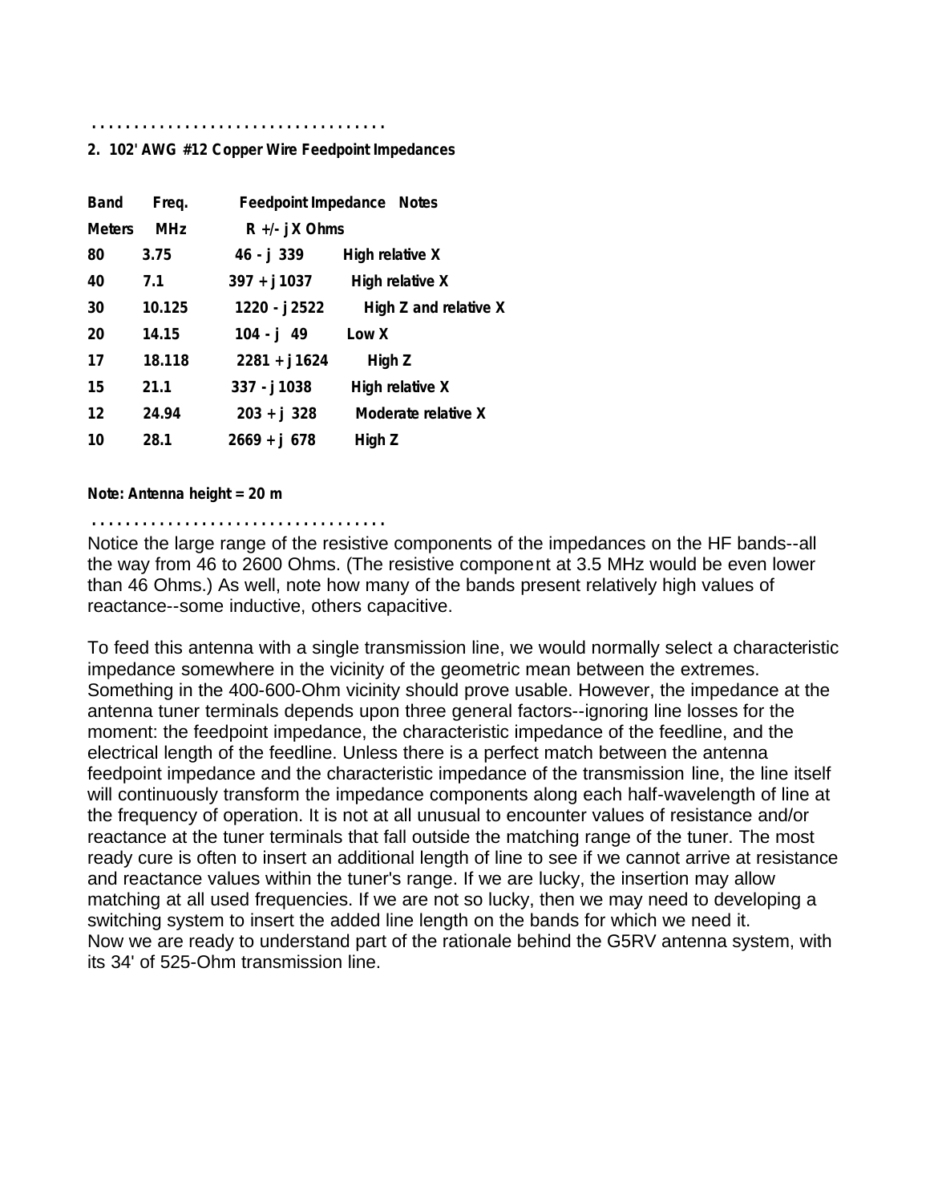. . . . . . . . . . . . . . . . . . . . . . . . . . . . . . . . . .

**2. 102' AWG #12 Copper Wire Feedpoint Impedances**

| Band Meters | Freq. MHz | Feedpoint Impedance R +/- jX Ohms | Notes |
|---|---|---|---|
| 80 | 3.75 | 46 - j 339 | High relative X |
| 40 | 7.1 | 397 + j 1037 | High relative X |
| 30 | 10.125 | 1220 - j 2522 | High Z and relative X |
| 20 | 14.15 | 104 - j 49 | Low X |
| 17 | 18.118 | 2281 + j 1624 | High Z |
| 15 | 21.1 | 337 - j 1038 | High relative X |
| 12 | 24.94 | 203 + j 328 | Moderate relative X |
| 10 | 28.1 | 2669 + j 678 | High Z |

**Note: Antenna height = 20 m**

. . . . . . . . . . . . . . . . . . . . . . . . . . . . . . . . . .

Notice the large range of the resistive components of the impedances on the HF bands--all the way from 46 to 2600 Ohms. (The resistive component at 3.5 MHz would be even lower than 46 Ohms.) As well, note how many of the bands present relatively high values of reactance--some inductive, others capacitive.

To feed this antenna with a single transmission line, we would normally select a characteristic impedance somewhere in the vicinity of the geometric mean between the extremes. Something in the 400-600-Ohm vicinity should prove usable. However, the impedance at the antenna tuner terminals depends upon three general factors--ignoring line losses for the moment: the feedpoint impedance, the characteristic impedance of the feedline, and the electrical length of the feedline. Unless there is a perfect match between the antenna feedpoint impedance and the characteristic impedance of the transmission line, the line itself will continuously transform the impedance components along each half-wavelength of line at the frequency of operation. It is not at all unusual to encounter values of resistance and/or reactance at the tuner terminals that fall outside the matching range of the tuner. The most ready cure is often to insert an additional length of line to see if we cannot arrive at resistance and reactance values within the tuner's range. If we are lucky, the insertion may allow matching at all used frequencies. If we are not so lucky, then we may need to developing a switching system to insert the added line length on the bands for which we need it.
Now we are ready to understand part of the rationale behind the G5RV antenna system, with its 34' of 525-Ohm transmission line.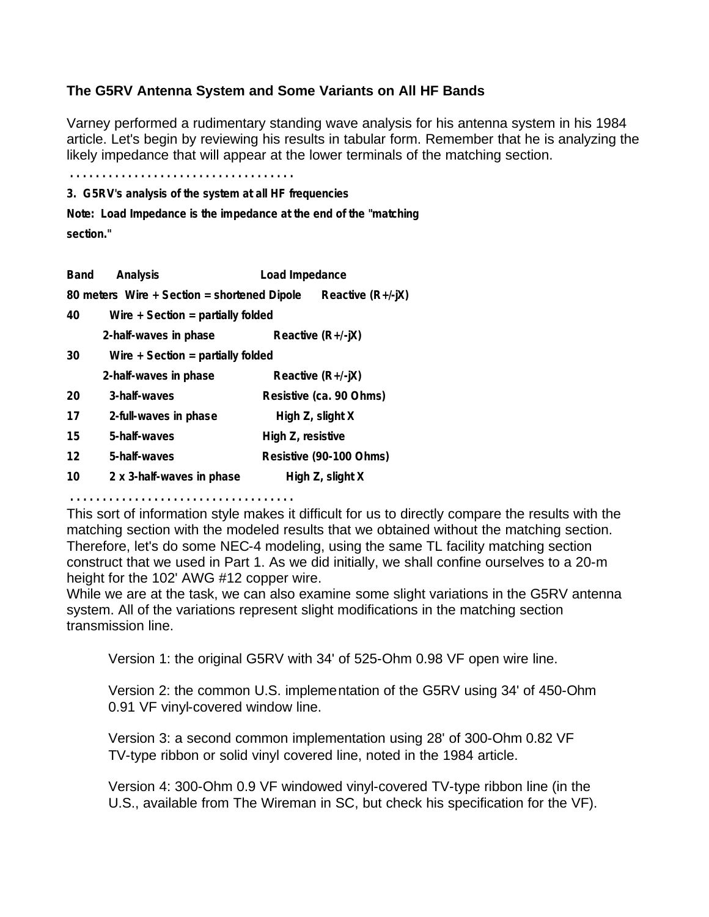### The G5RV Antenna System and Some Variants on All HF Bands

Varney performed a rudimentary standing wave analysis for his antenna system in his 1984 article. Let's begin by reviewing his results in tabular form. Remember that he is analyzing the likely impedance that will appear at the lower terminals of the matching section.

...................................

**3. G5RV's analysis of the system at all HF frequencies**

**Note: Load Impedance is the impedance at the end of the "matching section."**

| Band | Analysis | Load Impedance |
|---|---|---|
| 80 meters | Wire + Section = shortened Dipole | Reactive (R+/-jX) |
| 40 | Wire + Section = partially folded 2-half-waves in phase | Reactive (R+/-jX) |
| 30 | Wire + Section = partially folded 2-half-waves in phase | Reactive (R+/-jX) |
| 20 | 3-half-waves | Resistive (ca. 90 Ohms) |
| 17 | 2-full-waves in phase | High Z, slight X |
| 15 | 5-half-waves | High Z, resistive |
| 12 | 5-half-waves | Resistive (90-100 Ohms) |
| 10 | 2 x 3-half-waves in phase | High Z, slight X |

...................................

This sort of information style makes it difficult for us to directly compare the results with the matching section with the modeled results that we obtained without the matching section. Therefore, let's do some NEC-4 modeling, using the same TL facility matching section construct that we used in Part 1. As we did initially, we shall confine ourselves to a 20-m height for the 102' AWG #12 copper wire.

While we are at the task, we can also examine some slight variations in the G5RV antenna system. All of the variations represent slight modifications in the matching section transmission line.

Version 1: the original G5RV with 34' of 525-Ohm 0.98 VF open wire line.

Version 2: the common U.S. implementation of the G5RV using 34' of 450-Ohm 0.91 VF vinyl-covered window line.

Version 3: a second common implementation using 28' of 300-Ohm 0.82 VF TV-type ribbon or solid vinyl covered line, noted in the 1984 article.

Version 4: 300-Ohm 0.9 VF windowed vinyl-covered TV-type ribbon line (in the U.S., available from The Wireman in SC, but check his specification for the VF).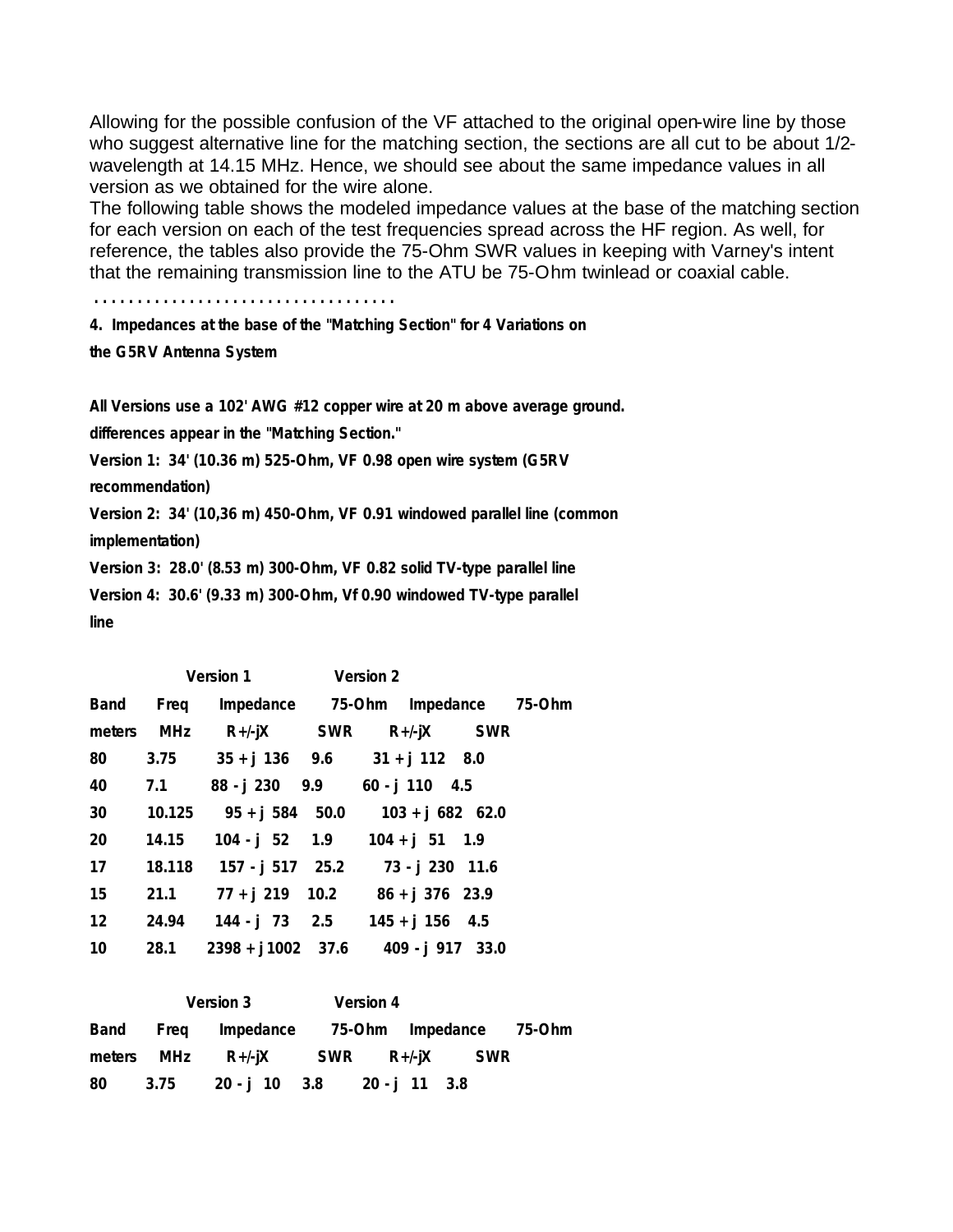Allowing for the possible confusion of the VF attached to the original open-wire line by those who suggest alternative line for the matching section, the sections are all cut to be about 1/2-wavelength at 14.15 MHz. Hence, we should see about the same impedance values in all version as we obtained for the wire alone.

The following table shows the modeled impedance values at the base of the matching section for each version on each of the test frequencies spread across the HF region. As well, for reference, the tables also provide the 75-Ohm SWR values in keeping with Varney's intent that the remaining transmission line to the ATU be 75-Ohm twinlead or coaxial cable.

. . . . . . . . . . . . . . . . . . . . . . . . . . . . . . . . . .

**4. Impedances at the base of the "Matching Section" for 4 Variations on the G5RV Antenna System**

**All Versions use a 102' AWG #12 copper wire at 20 m above average ground. differences appear in the "Matching Section."**

**Version 1: 34' (10.36 m) 525-Ohm, VF 0.98 open wire system (G5RV recommendation)**

**Version 2: 34' (10,36 m) 450-Ohm, VF 0.91 windowed parallel line (common implementation)**

**Version 3: 28.0' (8.53 m) 300-Ohm, VF 0.82 solid TV-type parallel line**

**Version 4: 30.6' (9.33 m) 300-Ohm, Vf 0.90 windowed TV-type parallel line**

| | | Version 1 | | Version 2 | |
|---|---|---|---|---|---|
| **Band** | **Freq** | **Impedance** | **75-Ohm** | **Impedance** | **75-Ohm** |
| **meters** | **MHz** | **R+/-jX** | **SWR** | **R+/-jX** | **SWR** |
| 80 | 3.75 | 35 + j 136 | 9.6 | 31 + j 112 | 8.0 |
| 40 | 7.1 | 88 - j 230 | 9.9 | 60 - j 110 | 4.5 |
| 30 | 10.125 | 95 + j 584 | 50.0 | 103 + j 682 | 62.0 |
| 20 | 14.15 | 104 - j 52 | 1.9 | 104 + j 51 | 1.9 |
| 17 | 18.118 | 157 - j 517 | 25.2 | 73 - j 230 | 11.6 |
| 15 | 21.1 | 77 + j 219 | 10.2 | 86 + j 376 | 23.9 |
| 12 | 24.94 | 144 - j 73 | 2.5 | 145 + j 156 | 4.5 |
| 10 | 28.1 | 2398 + j 1002 | 37.6 | 409 - j 917 | 33.0 |

| | | Version 3 | | Version 4 | |
|---|---|---|---|---|---|
| **Band** | **Freq** | **Impedance** | **75-Ohm** | **Impedance** | **75-Ohm** |
| **meters** | **MHz** | **R+/-jX** | **SWR** | **R+/-jX** | **SWR** |
| 80 | 3.75 | 20 - j 10 | 3.8 | 20 - j 11 | 3.8 |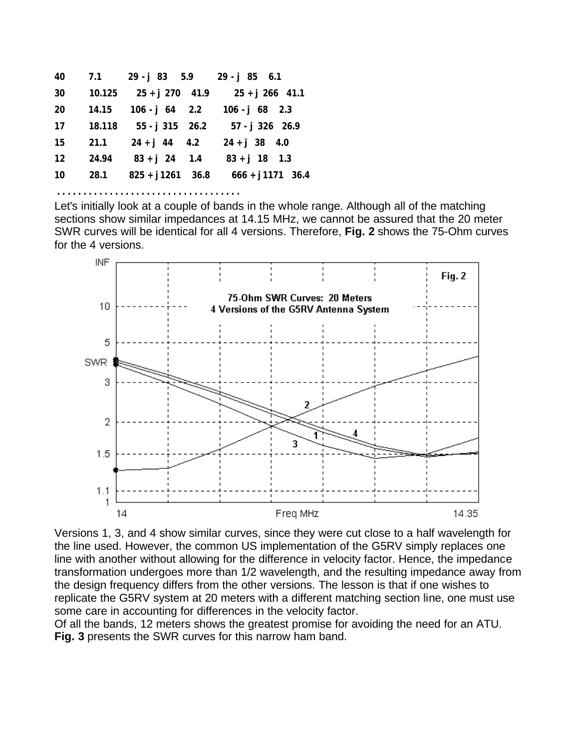| | | | | | |
|---|---|---|---|---|---|
| 40 | 7.1 | 29 - j 83 | 5.9 | 29 - j 85 | 6.1 |
| 30 | 10.125 | 25 + j 270 | 41.9 | 25 + j 266 | 41.1 |
| 20 | 14.15 | 106 - j 64 | 2.2 | 106 - j 68 | 2.3 |
| 17 | 18.118 | 55 - j 315 | 26.2 | 57 - j 326 | 26.9 |
| 15 | 21.1 | 24 + j 44 | 4.2 | 24 + j 38 | 4.0 |
| 12 | 24.94 | 83 + j 24 | 1.4 | 83 + j 18 | 1.3 |
| 10 | 28.1 | 825 + j 1261 | 36.8 | 666 + j 1171 | 36.4 |

..................................

Let's initially look at a couple of bands in the whole range. Although all of the matching sections show similar impedances at 14.15 MHz, we cannot be assured that the 20 meter SWR curves will be identical for all 4 versions. Therefore, **Fig. 2** shows the 75-Ohm curves for the 4 versions.

Fig. 2 — 75-Ohm SWR Curves: 20 Meters, 4 Versions of the G5RV Antenna System

Versions 1, 3, and 4 show similar curves, since they were cut close to a half wavelength for the line used. However, the common US implementation of the G5RV simply replaces one line with another without allowing for the difference in velocity factor. Hence, the impedance transformation undergoes more than 1/2 wavelength, and the resulting impedance away from the design frequency differs from the other versions. The lesson is that if one wishes to replicate the G5RV system at 20 meters with a different matching section line, one must use some care in accounting for differences in the velocity factor.

Of all the bands, 12 meters shows the greatest promise for avoiding the need for an ATU. **Fig. 3** presents the SWR curves for this narrow ham band.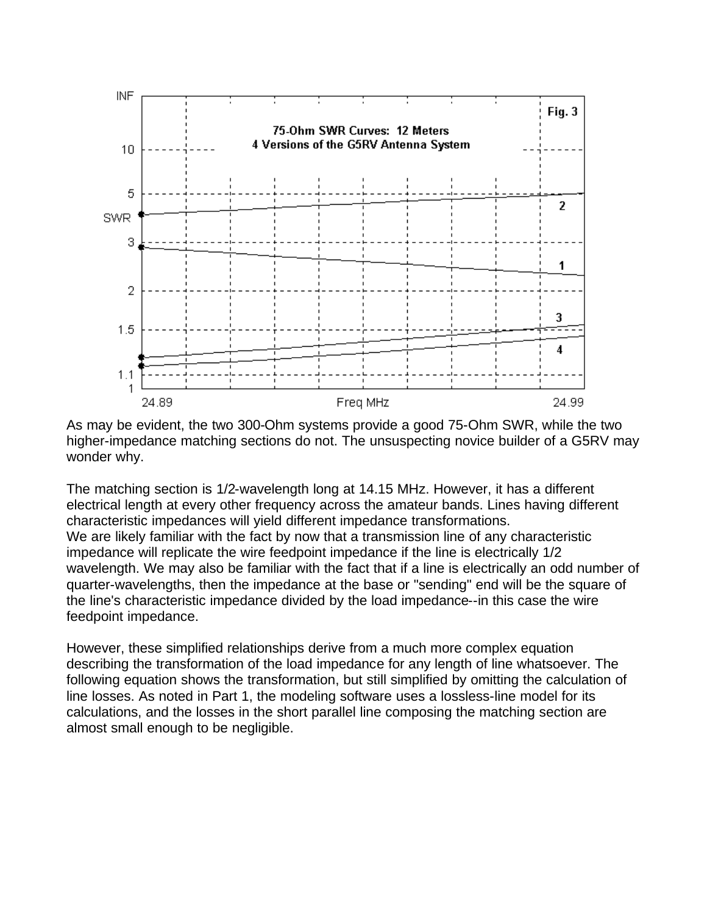As may be evident, the two 300-Ohm systems provide a good 75-Ohm SWR, while the two higher-impedance matching sections do not. The unsuspecting novice builder of a G5RV may wonder why.

The matching section is 1/2-wavelength long at 14.15 MHz. However, it has a different electrical length at every other frequency across the amateur bands. Lines having different characteristic impedances will yield different impedance transformations.
We are likely familiar with the fact by now that a transmission line of any characteristic impedance will replicate the wire feedpoint impedance if the line is electrically 1/2 wavelength. We may also be familiar with the fact that if a line is electrically an odd number of quarter-wavelengths, then the impedance at the base or "sending" end will be the square of the line's characteristic impedance divided by the load impedance--in this case the wire feedpoint impedance.

However, these simplified relationships derive from a much more complex equation describing the transformation of the load impedance for any length of line whatsoever. The following equation shows the transformation, but still simplified by omitting the calculation of line losses. As noted in Part 1, the modeling software uses a lossless-line model for its calculations, and the losses in the short parallel line composing the matching section are almost small enough to be negligible.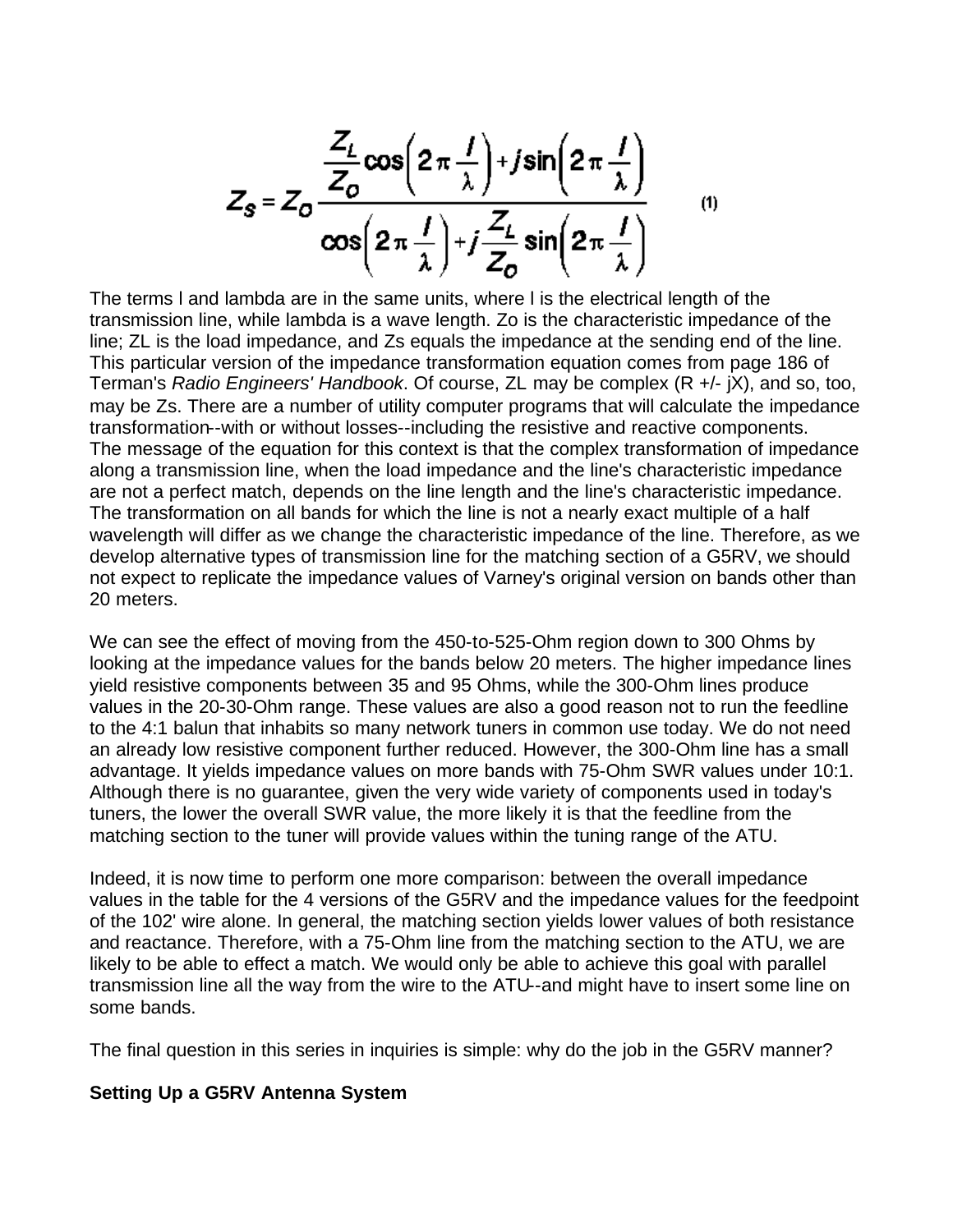$$Z_S = Z_O \frac{\frac{Z_L}{Z_O}\cos\left(2\pi\frac{l}{\lambda}\right) + j\sin\left(2\pi\frac{l}{\lambda}\right)}{\cos\left(2\pi\frac{l}{\lambda}\right) + j\frac{Z_L}{Z_O}\sin\left(2\pi\frac{l}{\lambda}\right)} \qquad (1)$$

The terms l and lambda are in the same units, where l is the electrical length of the transmission line, while lambda is a wave length. Zo is the characteristic impedance of the line; ZL is the load impedance, and Zs equals the impedance at the sending end of the line. This particular version of the impedance transformation equation comes from page 186 of Terman's *Radio Engineers' Handbook*. Of course, ZL may be complex (R +/- jX), and so, too, may be Zs. There are a number of utility computer programs that will calculate the impedance transformation--with or without losses--including the resistive and reactive components. The message of the equation for this context is that the complex transformation of impedance along a transmission line, when the load impedance and the line's characteristic impedance are not a perfect match, depends on the line length and the line's characteristic impedance. The transformation on all bands for which the line is not a nearly exact multiple of a half wavelength will differ as we change the characteristic impedance of the line. Therefore, as we develop alternative types of transmission line for the matching section of a G5RV, we should not expect to replicate the impedance values of Varney's original version on bands other than 20 meters.

We can see the effect of moving from the 450-to-525-Ohm region down to 300 Ohms by looking at the impedance values for the bands below 20 meters. The higher impedance lines yield resistive components between 35 and 95 Ohms, while the 300-Ohm lines produce values in the 20-30-Ohm range. These values are also a good reason not to run the feedline to the 4:1 balun that inhabits so many network tuners in common use today. We do not need an already low resistive component further reduced. However, the 300-Ohm line has a small advantage. It yields impedance values on more bands with 75-Ohm SWR values under 10:1. Although there is no guarantee, given the very wide variety of components used in today's tuners, the lower the overall SWR value, the more likely it is that the feedline from the matching section to the tuner will provide values within the tuning range of the ATU.

Indeed, it is now time to perform one more comparison: between the overall impedance values in the table for the 4 versions of the G5RV and the impedance values for the feedpoint of the 102' wire alone. In general, the matching section yields lower values of both resistance and reactance. Therefore, with a 75-Ohm line from the matching section to the ATU, we are likely to be able to effect a match. We would only be able to achieve this goal with parallel transmission line all the way from the wire to the ATU--and might have to insert some line on some bands.

The final question in this series in inquiries is simple: why do the job in the G5RV manner?

**Setting Up a G5RV Antenna System**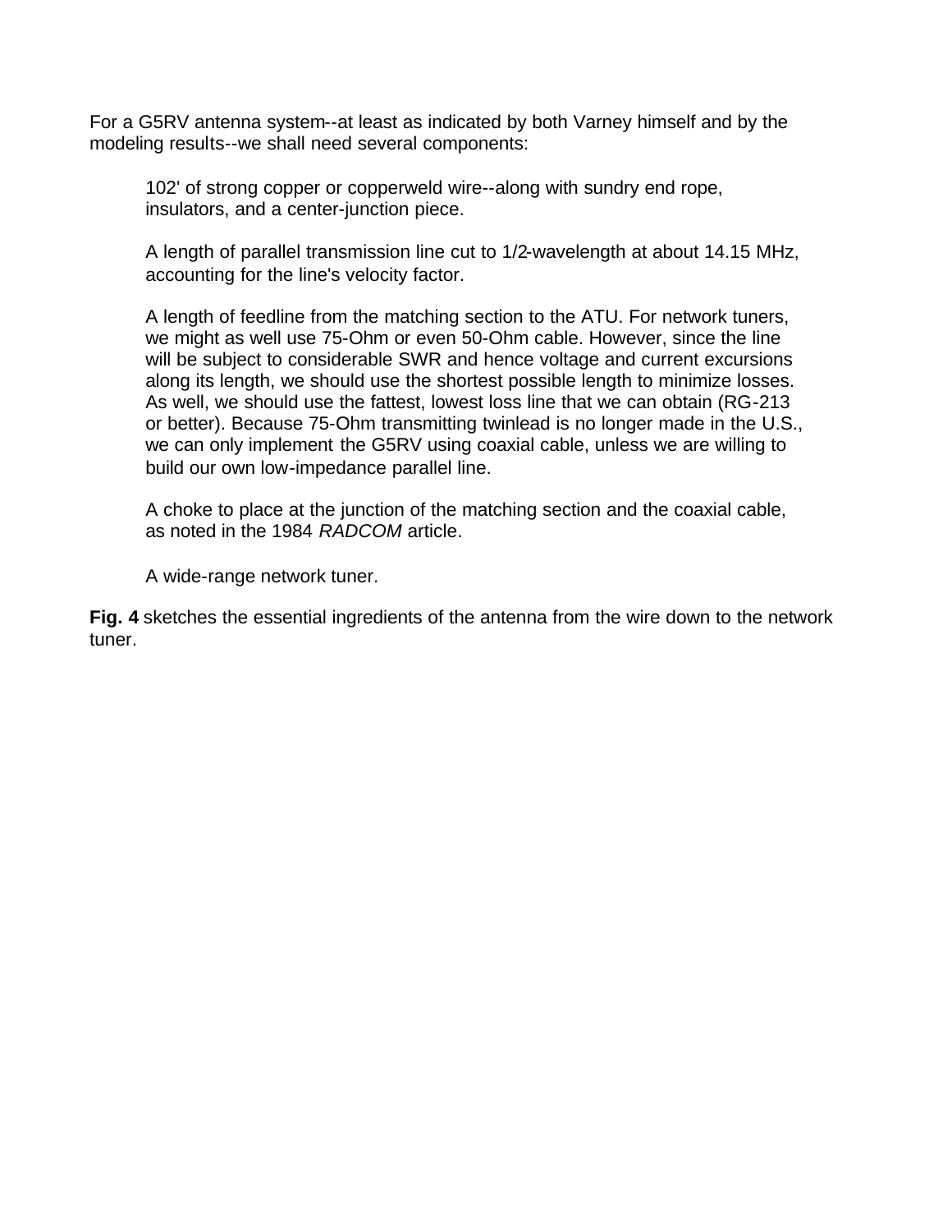For a G5RV antenna system--at least as indicated by both Varney himself and by the modeling results--we shall need several components:

> 102' of strong copper or copperweld wire--along with sundry end rope, insulators, and a center-junction piece.
>
> A length of parallel transmission line cut to 1/2-wavelength at about 14.15 MHz, accounting for the line's velocity factor.
>
> A length of feedline from the matching section to the ATU. For network tuners, we might as well use 75-Ohm or even 50-Ohm cable. However, since the line will be subject to considerable SWR and hence voltage and current excursions along its length, we should use the shortest possible length to minimize losses. As well, we should use the fattest, lowest loss line that we can obtain (RG-213 or better). Because 75-Ohm transmitting twinlead is no longer made in the U.S., we can only implement the G5RV using coaxial cable, unless we are willing to build our own low-impedance parallel line.
>
> A choke to place at the junction of the matching section and the coaxial cable, as noted in the 1984 *RADCOM* article.
>
> A wide-range network tuner.

**Fig. 4** sketches the essential ingredients of the antenna from the wire down to the network tuner.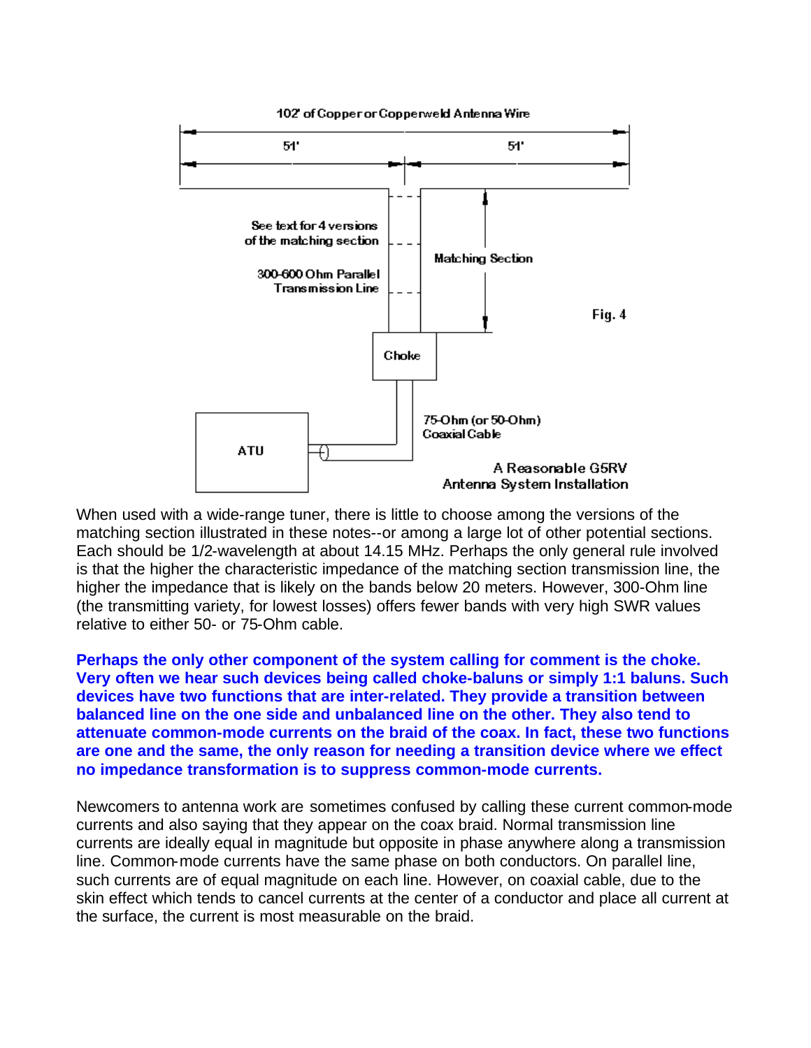102' of Copper or Copperweld Antenna Wire

51' 51'

See text for 4 versions of the matching section

300-600 Ohm Parallel Transmission Line

Matching Section

Choke

ATU

75-Ohm (or 50-Ohm) Coaxial Cable

Fig. 4

A Reasonable G5RV Antenna System Installation

When used with a wide-range tuner, there is little to choose among the versions of the matching section illustrated in these notes--or among a large lot of other potential sections. Each should be 1/2-wavelength at about 14.15 MHz. Perhaps the only general rule involved is that the higher the characteristic impedance of the matching section transmission line, the higher the impedance that is likely on the bands below 20 meters. However, 300-Ohm line (the transmitting variety, for lowest losses) offers fewer bands with very high SWR values relative to either 50- or 75-Ohm cable.

**Perhaps the only other component of the system calling for comment is the choke. Very often we hear such devices being called choke-baluns or simply 1:1 baluns. Such devices have two functions that are inter-related. They provide a transition between balanced line on the one side and unbalanced line on the other. They also tend to attenuate common-mode currents on the braid of the coax. In fact, these two functions are one and the same, the only reason for needing a transition device where we effect no impedance transformation is to suppress common-mode currents.**

Newcomers to antenna work are sometimes confused by calling these current common-mode currents and also saying that they appear on the coax braid. Normal transmission line currents are ideally equal in magnitude but opposite in phase anywhere along a transmission line. Common-mode currents have the same phase on both conductors. On parallel line, such currents are of equal magnitude on each line. However, on coaxial cable, due to the skin effect which tends to cancel currents at the center of a conductor and place all current at the surface, the current is most measurable on the braid.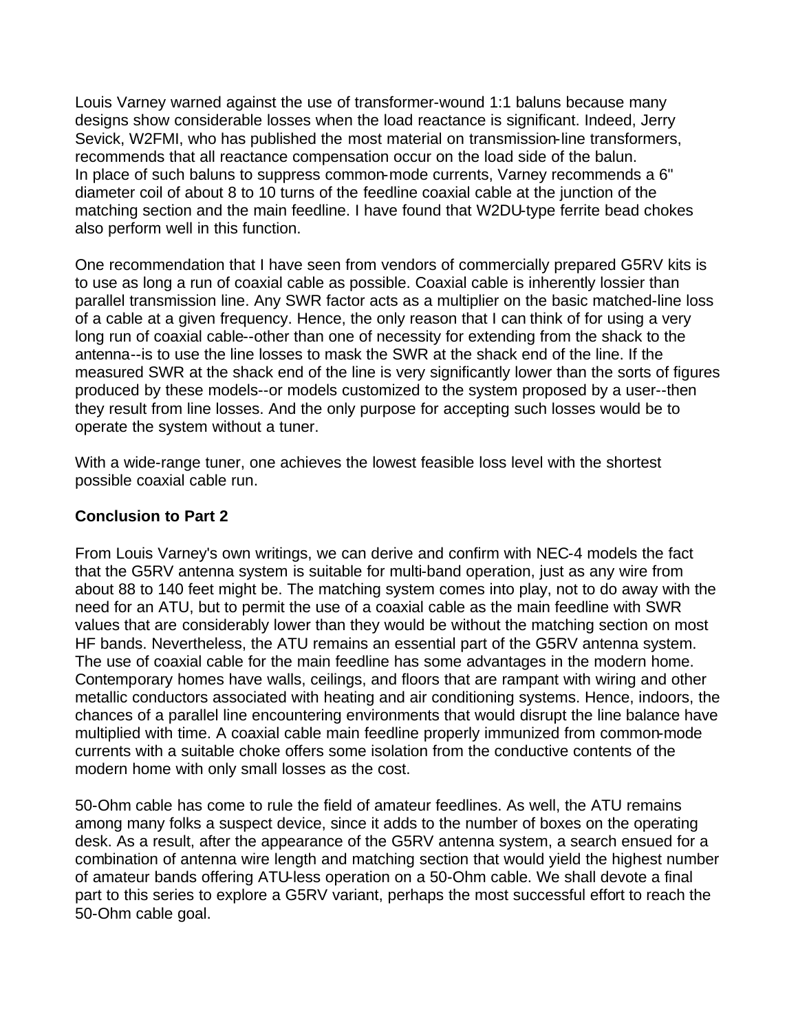Louis Varney warned against the use of transformer-wound 1:1 baluns because many designs show considerable losses when the load reactance is significant. Indeed, Jerry Sevick, W2FMI, who has published the most material on transmission-line transformers, recommends that all reactance compensation occur on the load side of the balun. In place of such baluns to suppress common-mode currents, Varney recommends a 6" diameter coil of about 8 to 10 turns of the feedline coaxial cable at the junction of the matching section and the main feedline. I have found that W2DU-type ferrite bead chokes also perform well in this function.

One recommendation that I have seen from vendors of commercially prepared G5RV kits is to use as long a run of coaxial cable as possible. Coaxial cable is inherently lossier than parallel transmission line. Any SWR factor acts as a multiplier on the basic matched-line loss of a cable at a given frequency. Hence, the only reason that I can think of for using a very long run of coaxial cable--other than one of necessity for extending from the shack to the antenna--is to use the line losses to mask the SWR at the shack end of the line. If the measured SWR at the shack end of the line is very significantly lower than the sorts of figures produced by these models--or models customized to the system proposed by a user--then they result from line losses. And the only purpose for accepting such losses would be to operate the system without a tuner.

With a wide-range tuner, one achieves the lowest feasible loss level with the shortest possible coaxial cable run.

**Conclusion to Part 2**

From Louis Varney's own writings, we can derive and confirm with NEC-4 models the fact that the G5RV antenna system is suitable for multi-band operation, just as any wire from about 88 to 140 feet might be. The matching system comes into play, not to do away with the need for an ATU, but to permit the use of a coaxial cable as the main feedline with SWR values that are considerably lower than they would be without the matching section on most HF bands. Nevertheless, the ATU remains an essential part of the G5RV antenna system. The use of coaxial cable for the main feedline has some advantages in the modern home. Contemporary homes have walls, ceilings, and floors that are rampant with wiring and other metallic conductors associated with heating and air conditioning systems. Hence, indoors, the chances of a parallel line encountering environments that would disrupt the line balance have multiplied with time. A coaxial cable main feedline properly immunized from common-mode currents with a suitable choke offers some isolation from the conductive contents of the modern home with only small losses as the cost.

50-Ohm cable has come to rule the field of amateur feedlines. As well, the ATU remains among many folks a suspect device, since it adds to the number of boxes on the operating desk. As a result, after the appearance of the G5RV antenna system, a search ensued for a combination of antenna wire length and matching section that would yield the highest number of amateur bands offering ATU-less operation on a 50-Ohm cable. We shall devote a final part to this series to explore a G5RV variant, perhaps the most successful effort to reach the 50-Ohm cable goal.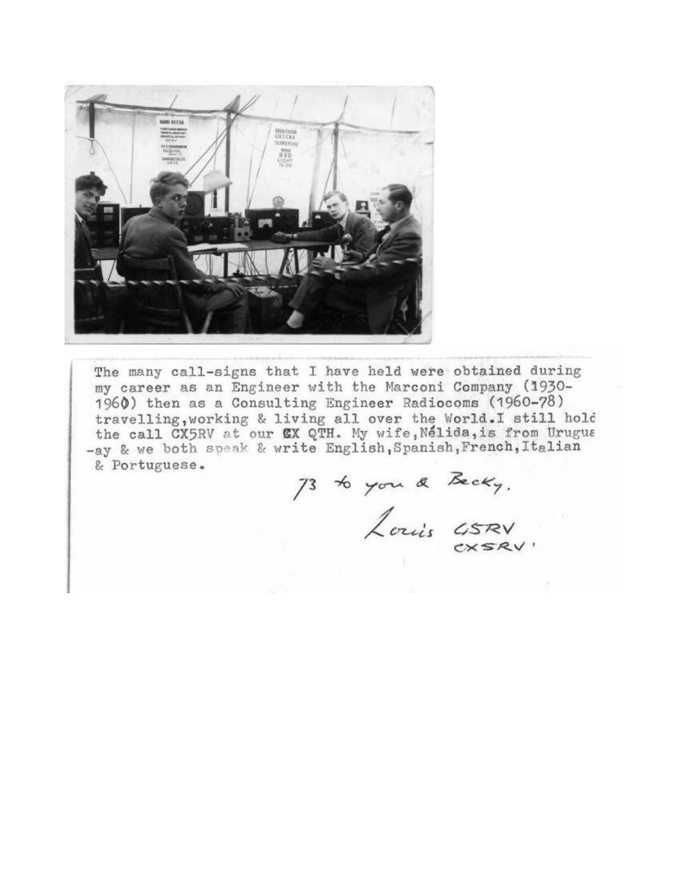The many call-signs that I have held were obtained during my career as an Engineer with the Marconi Company (1930-1960) then as a Consulting Engineer Radiocoms (1960-78) travelling,working & living all over the World.I still hold the call CX5RV at our CX QTH. My wife,Nélida,is from Uruguay & we both speak & write English,Spanish,French,Italian & Portuguese.

73 to you & Becky.

Louis G5RV
CX5RV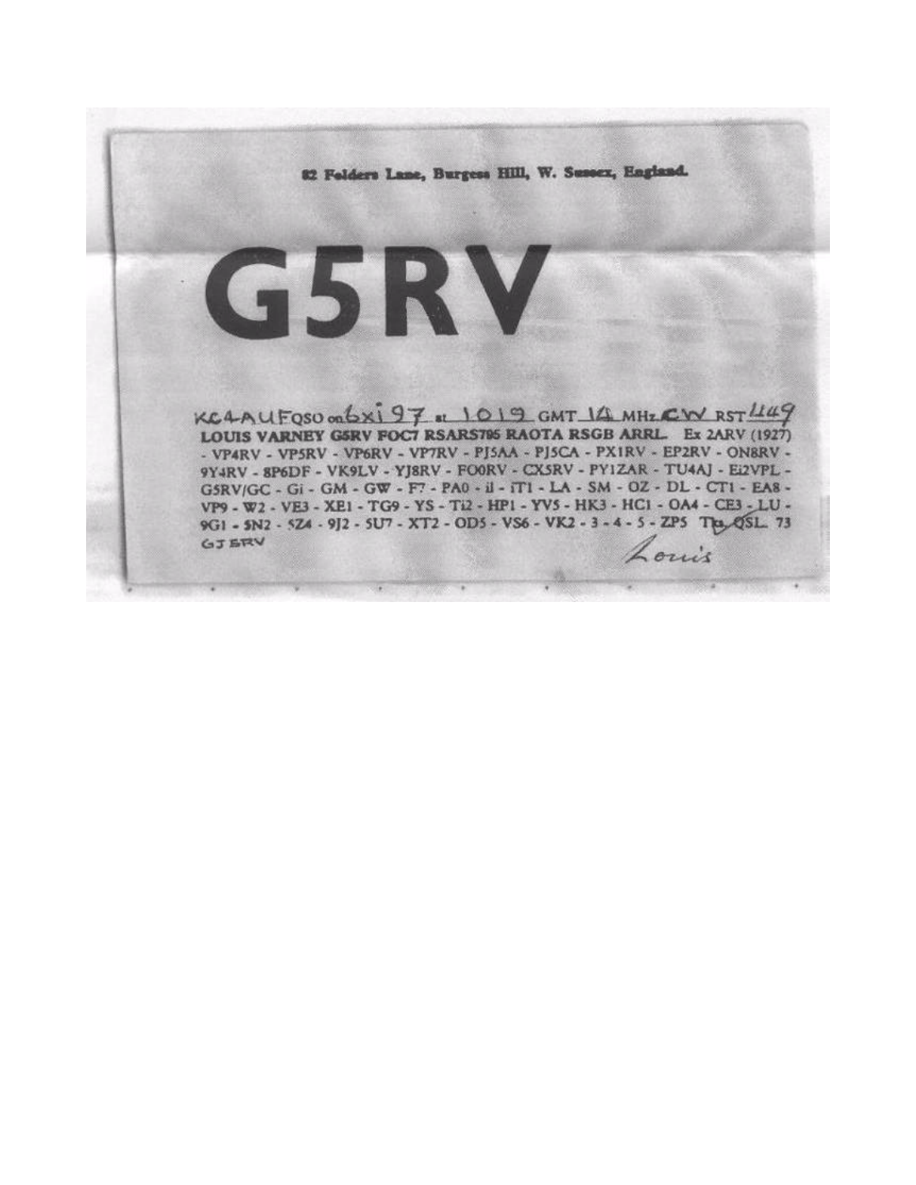82 Folders Lane, Burgess Hill, W. Sussex, England.

# G5RV

KC4AUF QSO on 6xi97 at 1019 GMT 14 MHz CW RST 449

**LOUIS VARNEY G5RV FOC7 RSARS795 RAOTA RSGB ARRL.** Ex 2ARV (1927) - VP4RV - VP5RV - VP6RV - VP7RV - PJ5AA - PJ5CA - PX1RV - EP2RV - ON8RV - 9Y4RV - 8P6DF - VK9LV - YJ8RV - FO0RV - CX5RV - PY1ZAR - TU4AJ - Ei2VPL - G5RV/GC - Gi - GM - GW - F7 - PA0 - il - iT1 - LA - SM - OZ - DL - CT1 - EA8 - VP9 - W2 - VE3 - XE1 - TG9 - YS - Ti2 - HP1 - YV5 - HK3 - HC1 - OA4 - CE3 - LU - 9G1 - 5N2 - 5Z4 - 9J2 - 5U7 - XT2 - OD5 - VS6 - VK2 - 3 - 4 - 5 - ZP5 Tks QSL. 73

GJ5RV

Louis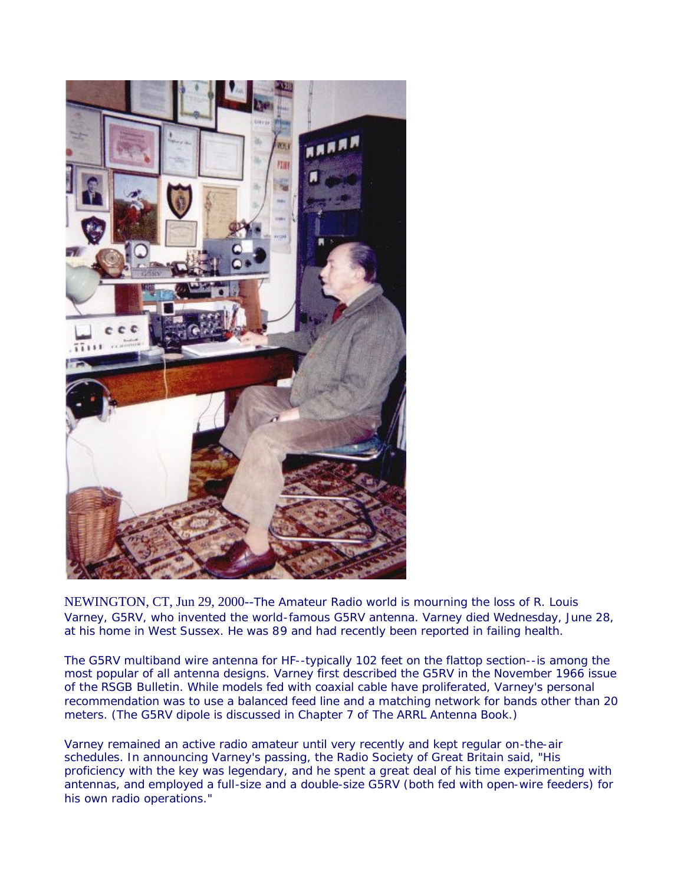NEWINGTON, CT, Jun 29, 2000--The Amateur Radio world is mourning the loss of R. Louis Varney, G5RV, who invented the world-famous G5RV antenna. Varney died Wednesday, June 28, at his home in West Sussex. He was 89 and had recently been reported in failing health.

The G5RV multiband wire antenna for HF--typically 102 feet on the flattop section--is among the most popular of all antenna designs. Varney first described the G5RV in the November 1966 issue of the RSGB Bulletin. While models fed with coaxial cable have proliferated, Varney's personal recommendation was to use a balanced feed line and a matching network for bands other than 20 meters. (The G5RV dipole is discussed in Chapter 7 of The ARRL Antenna Book.)

Varney remained an active radio amateur until very recently and kept regular on-the-air schedules. In announcing Varney's passing, the Radio Society of Great Britain said, "His proficiency with the key was legendary, and he spent a great deal of his time experimenting with antennas, and employed a full-size and a double-size G5RV (both fed with open-wire feeders) for his own radio operations."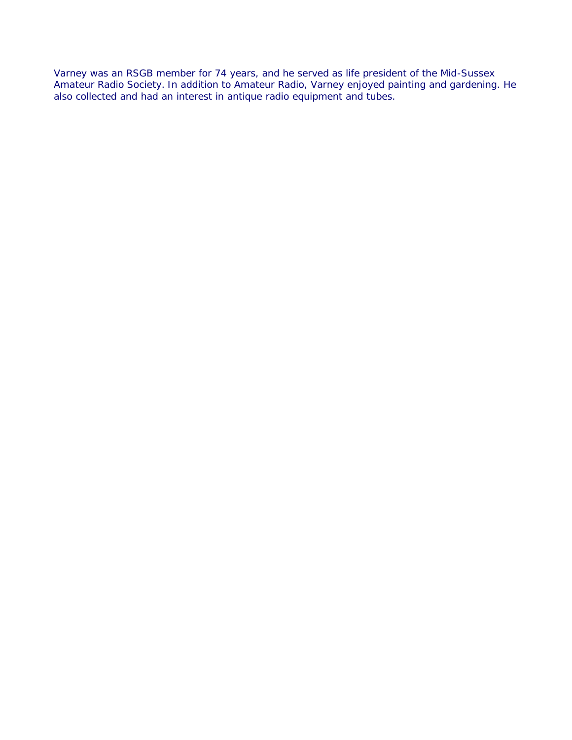Varney was an RSGB member for 74 years, and he served as life president of the Mid-Sussex Amateur Radio Society. In addition to Amateur Radio, Varney enjoyed painting and gardening. He also collected and had an interest in antique radio equipment and tubes.